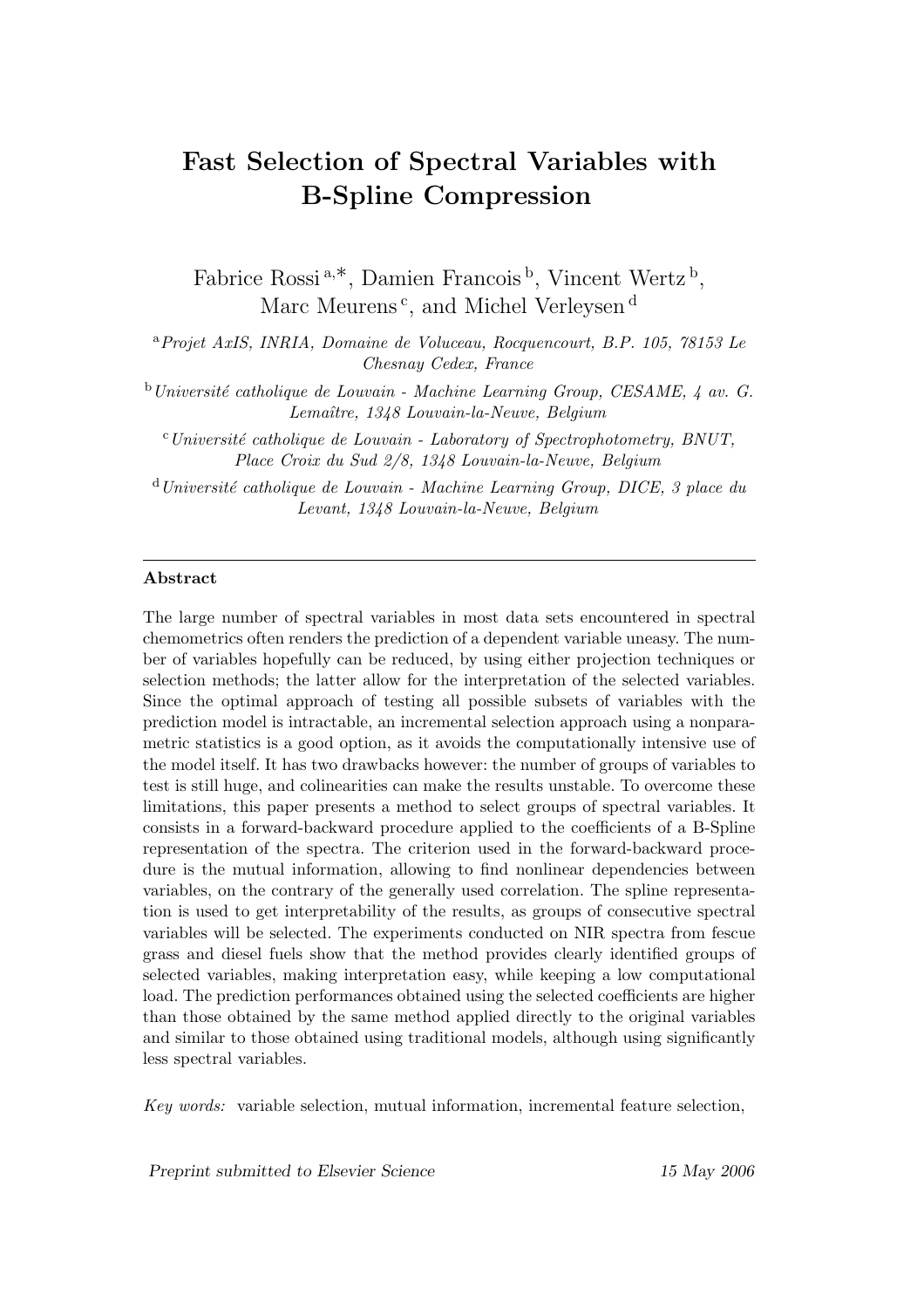# Fast Selection of Spectral Variables with B-Spline Compression

Fabrice Rossi [a,*], Damien Francois [b], Vincent Wertz [b], Marc Meurens [c], and Michel Verleysen [d]

[a] *Projet AxIS, INRIA, Domaine de Voluceau, Rocquencourt, B.P. 105, 78153 Le Chesnay Cedex, France*

[b] *Université catholique de Louvain - Machine Learning Group, CESAME, 4 av. G. Lemaître, 1348 Louvain-la-Neuve, Belgium*

[c] *Université catholique de Louvain - Laboratory of Spectrophotometry, BNUT, Place Croix du Sud 2/8, 1348 Louvain-la-Neuve, Belgium*

[d] *Université catholique de Louvain - Machine Learning Group, DICE, 3 place du Levant, 1348 Louvain-la-Neuve, Belgium*

---

**Abstract**

The large number of spectral variables in most data sets encountered in spectral chemometrics often renders the prediction of a dependent variable uneasy. The number of variables hopefully can be reduced, by using either projection techniques or selection methods; the latter allow for the interpretation of the selected variables. Since the optimal approach of testing all possible subsets of variables with the prediction model is intractable, an incremental selection approach using a nonparametric statistics is a good option, as it avoids the computationally intensive use of the model itself. It has two drawbacks however: the number of groups of variables to test is still huge, and colinearities can make the results unstable. To overcome these limitations, this paper presents a method to select groups of spectral variables. It consists in a forward-backward procedure applied to the coefficients of a B-Spline representation of the spectra. The criterion used in the forward-backward procedure is the mutual information, allowing to find nonlinear dependencies between variables, on the contrary of the generally used correlation. The spline representation is used to get interpretability of the results, as groups of consecutive spectral variables will be selected. The experiments conducted on NIR spectra from fescue grass and diesel fuels show that the method provides clearly identified groups of selected variables, making interpretation easy, while keeping a low computational load. The prediction performances obtained using the selected coefficients are higher than those obtained by the same method applied directly to the original variables and similar to those obtained using traditional models, although using significantly less spectral variables.

*Key words:* variable selection, mutual information, incremental feature selection,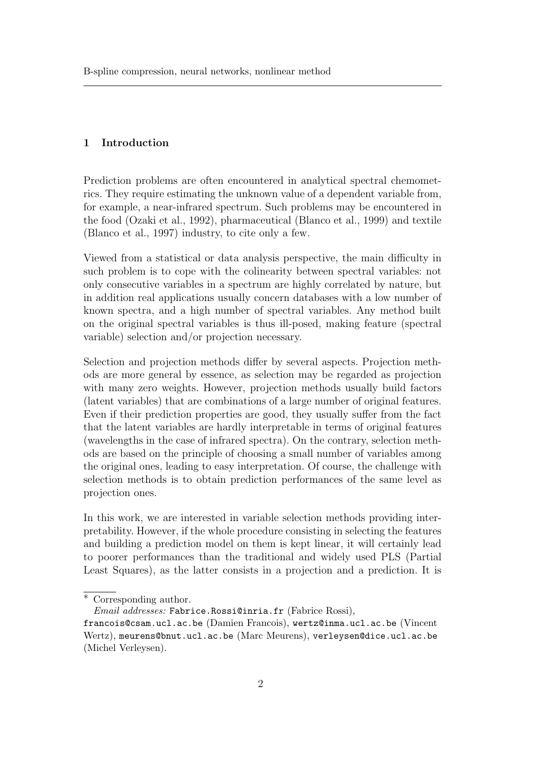B-spline compression, neural networks, nonlinear method

## 1 Introduction

Prediction problems are often encountered in analytical spectral chemometrics. They require estimating the unknown value of a dependent variable from, for example, a near-infrared spectrum. Such problems may be encountered in the food (Ozaki et al., 1992), pharmaceutical (Blanco et al., 1999) and textile (Blanco et al., 1997) industry, to cite only a few.

Viewed from a statistical or data analysis perspective, the main difficulty in such problem is to cope with the colinearity between spectral variables: not only consecutive variables in a spectrum are highly correlated by nature, but in addition real applications usually concern databases with a low number of known spectra, and a high number of spectral variables. Any method built on the original spectral variables is thus ill-posed, making feature (spectral variable) selection and/or projection necessary.

Selection and projection methods differ by several aspects. Projection methods are more general by essence, as selection may be regarded as projection with many zero weights. However, projection methods usually build factors (latent variables) that are combinations of a large number of original features. Even if their prediction properties are good, they usually suffer from the fact that the latent variables are hardly interpretable in terms of original features (wavelengths in the case of infrared spectra). On the contrary, selection methods are based on the principle of choosing a small number of variables among the original ones, leading to easy interpretation. Of course, the challenge with selection methods is to obtain prediction performances of the same level as projection ones.

In this work, we are interested in variable selection methods providing interpretability. However, if the whole procedure consisting in selecting the features and building a prediction model on them is kept linear, it will certainly lead to poorer performances than the traditional and widely used PLS (Partial Least Squares), as the latter consists in a projection and a prediction. It is

[*] Corresponding author.

*Email addresses:* Fabrice.Rossi@inria.fr (Fabrice Rossi), francois@csam.ucl.ac.be (Damien Francois), wertz@inma.ucl.ac.be (Vincent Wertz), meurens@bnut.ucl.ac.be (Marc Meurens), verleysen@dice.ucl.ac.be (Michel Verleysen).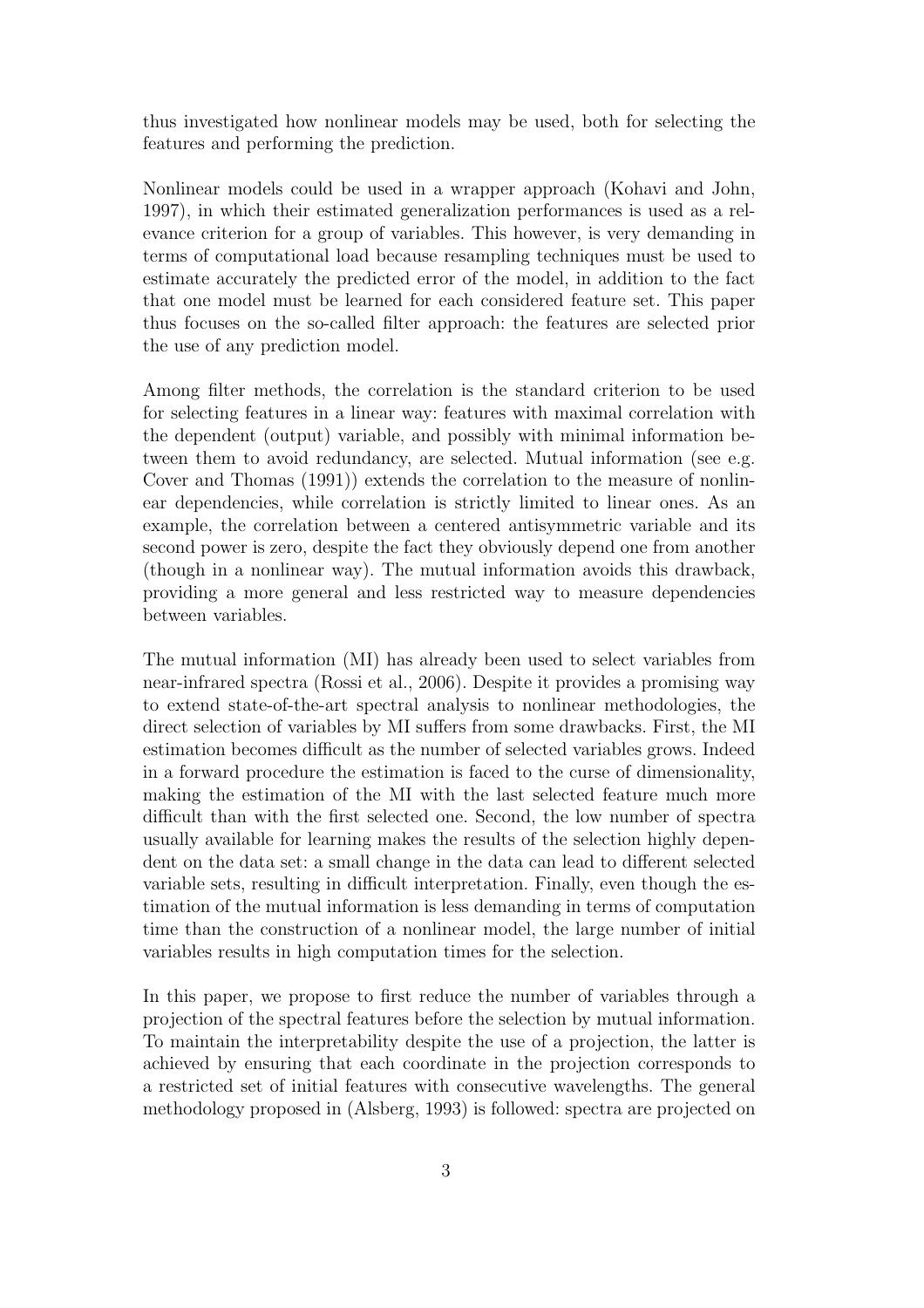thus investigated how nonlinear models may be used, both for selecting the features and performing the prediction.

Nonlinear models could be used in a wrapper approach (Kohavi and John, 1997), in which their estimated generalization performances is used as a relevance criterion for a group of variables. This however, is very demanding in terms of computational load because resampling techniques must be used to estimate accurately the predicted error of the model, in addition to the fact that one model must be learned for each considered feature set. This paper thus focuses on the so-called filter approach: the features are selected prior the use of any prediction model.

Among filter methods, the correlation is the standard criterion to be used for selecting features in a linear way: features with maximal correlation with the dependent (output) variable, and possibly with minimal information between them to avoid redundancy, are selected. Mutual information (see e.g. Cover and Thomas (1991)) extends the correlation to the measure of nonlinear dependencies, while correlation is strictly limited to linear ones. As an example, the correlation between a centered antisymmetric variable and its second power is zero, despite the fact they obviously depend one from another (though in a nonlinear way). The mutual information avoids this drawback, providing a more general and less restricted way to measure dependencies between variables.

The mutual information (MI) has already been used to select variables from near-infrared spectra (Rossi et al., 2006). Despite it provides a promising way to extend state-of-the-art spectral analysis to nonlinear methodologies, the direct selection of variables by MI suffers from some drawbacks. First, the MI estimation becomes difficult as the number of selected variables grows. Indeed in a forward procedure the estimation is faced to the curse of dimensionality, making the estimation of the MI with the last selected feature much more difficult than with the first selected one. Second, the low number of spectra usually available for learning makes the results of the selection highly dependent on the data set: a small change in the data can lead to different selected variable sets, resulting in difficult interpretation. Finally, even though the estimation of the mutual information is less demanding in terms of computation time than the construction of a nonlinear model, the large number of initial variables results in high computation times for the selection.

In this paper, we propose to first reduce the number of variables through a projection of the spectral features before the selection by mutual information. To maintain the interpretability despite the use of a projection, the latter is achieved by ensuring that each coordinate in the projection corresponds to a restricted set of initial features with consecutive wavelengths. The general methodology proposed in (Alsberg, 1993) is followed: spectra are projected on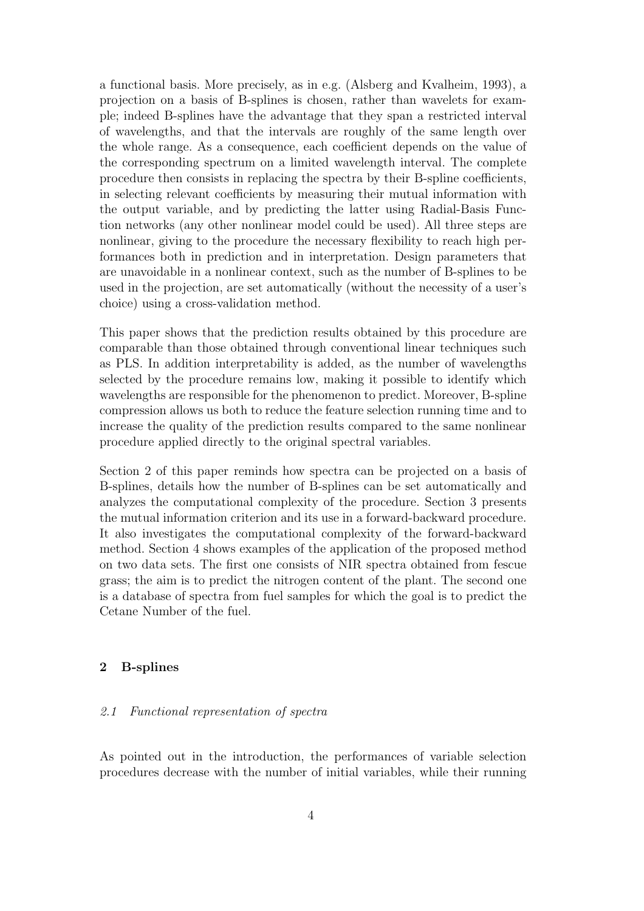a functional basis. More precisely, as in e.g. (Alsberg and Kvalheim, 1993), a projection on a basis of B-splines is chosen, rather than wavelets for example; indeed B-splines have the advantage that they span a restricted interval of wavelengths, and that the intervals are roughly of the same length over the whole range. As a consequence, each coefficient depends on the value of the corresponding spectrum on a limited wavelength interval. The complete procedure then consists in replacing the spectra by their B-spline coefficients, in selecting relevant coefficients by measuring their mutual information with the output variable, and by predicting the latter using Radial-Basis Function networks (any other nonlinear model could be used). All three steps are nonlinear, giving to the procedure the necessary flexibility to reach high performances both in prediction and in interpretation. Design parameters that are unavoidable in a nonlinear context, such as the number of B-splines to be used in the projection, are set automatically (without the necessity of a user's choice) using a cross-validation method.

This paper shows that the prediction results obtained by this procedure are comparable than those obtained through conventional linear techniques such as PLS. In addition interpretability is added, as the number of wavelengths selected by the procedure remains low, making it possible to identify which wavelengths are responsible for the phenomenon to predict. Moreover, B-spline compression allows us both to reduce the feature selection running time and to increase the quality of the prediction results compared to the same nonlinear procedure applied directly to the original spectral variables.

Section 2 of this paper reminds how spectra can be projected on a basis of B-splines, details how the number of B-splines can be set automatically and analyzes the computational complexity of the procedure. Section 3 presents the mutual information criterion and its use in a forward-backward procedure. It also investigates the computational complexity of the forward-backward method. Section 4 shows examples of the application of the proposed method on two data sets. The first one consists of NIR spectra obtained from fescue grass; the aim is to predict the nitrogen content of the plant. The second one is a database of spectra from fuel samples for which the goal is to predict the Cetane Number of the fuel.

## 2 B-splines

### *2.1 Functional representation of spectra*

As pointed out in the introduction, the performances of variable selection procedures decrease with the number of initial variables, while their running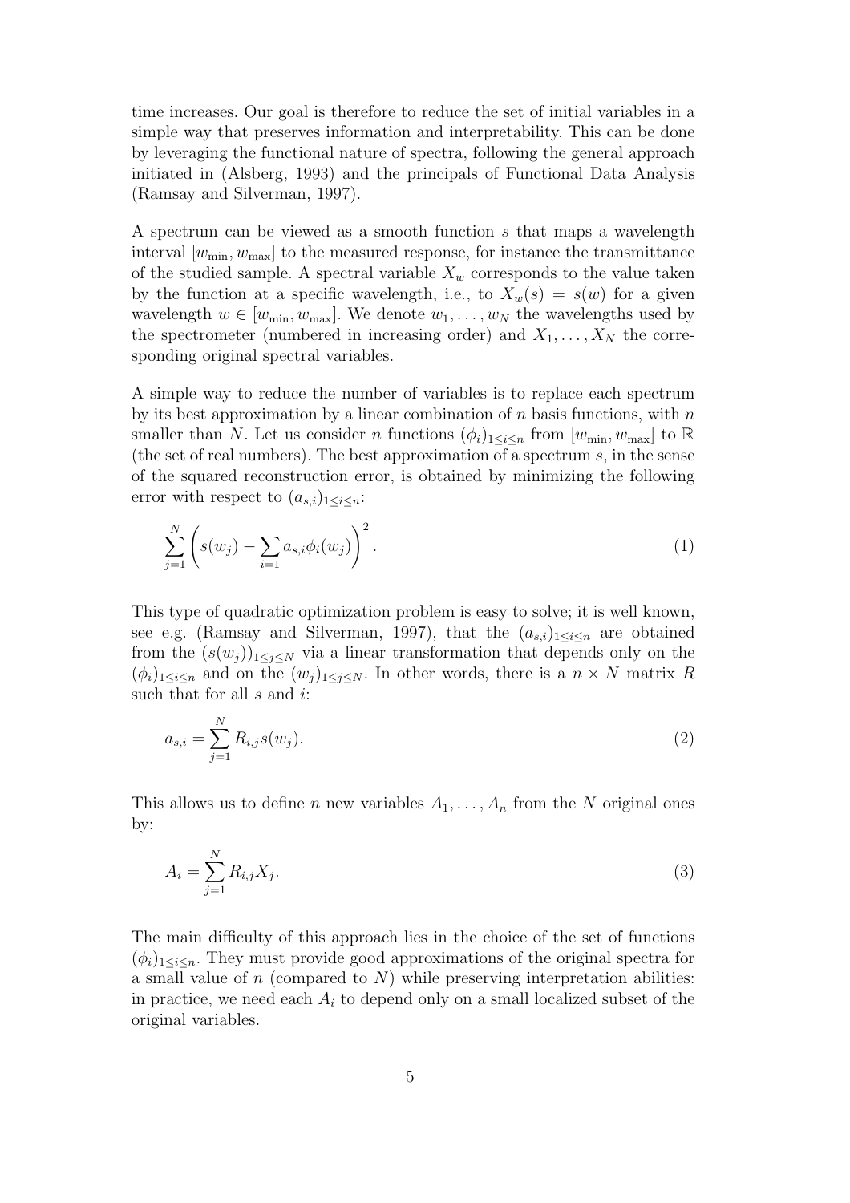time increases. Our goal is therefore to reduce the set of initial variables in a simple way that preserves information and interpretability. This can be done by leveraging the functional nature of spectra, following the general approach initiated in (Alsberg, 1993) and the principals of Functional Data Analysis (Ramsay and Silverman, 1997).

A spectrum can be viewed as a smooth function $s$ that maps a wavelength interval $[w_{\min}, w_{\max}]$ to the measured response, for instance the transmittance of the studied sample. A spectral variable $X_w$ corresponds to the value taken by the function at a specific wavelength, i.e., to $X_w(s) = s(w)$ for a given wavelength $w \in [w_{\min}, w_{\max}]$. We denote $w_1, \ldots, w_N$ the wavelengths used by the spectrometer (numbered in increasing order) and $X_1, \ldots, X_N$ the corresponding original spectral variables.

A simple way to reduce the number of variables is to replace each spectrum by its best approximation by a linear combination of $n$ basis functions, with $n$ smaller than $N$. Let us consider $n$ functions $(\phi_i)_{1\leq i\leq n}$ from $[w_{\min}, w_{\max}]$ to $\mathbb{R}$ (the set of real numbers). The best approximation of a spectrum $s$, in the sense of the squared reconstruction error, is obtained by minimizing the following error with respect to $(a_{s,i})_{1\leq i\leq n}$:

$$\sum_{j=1}^{N}\left(s(w_j) - \sum_{i=1} a_{s,i}\phi_i(w_j)\right)^2. \tag{1}$$

This type of quadratic optimization problem is easy to solve; it is well known, see e.g. (Ramsay and Silverman, 1997), that the $(a_{s,i})_{1\leq i\leq n}$ are obtained from the $(s(w_j))_{1\leq j\leq N}$ via a linear transformation that depends only on the $(\phi_i)_{1\leq i\leq n}$ and on the $(w_j)_{1\leq j\leq N}$. In other words, there is a $n \times N$ matrix $R$ such that for all $s$ and $i$:

$$a_{s,i} = \sum_{j=1}^{N} R_{i,j}s(w_j). \tag{2}$$

This allows us to define $n$ new variables $A_1, \ldots, A_n$ from the $N$ original ones by:

$$A_i = \sum_{j=1}^{N} R_{i,j}X_j. \tag{3}$$

The main difficulty of this approach lies in the choice of the set of functions $(\phi_i)_{1\leq i\leq n}$. They must provide good approximations of the original spectra for a small value of $n$ (compared to $N$) while preserving interpretation abilities: in practice, we need each $A_i$ to depend only on a small localized subset of the original variables.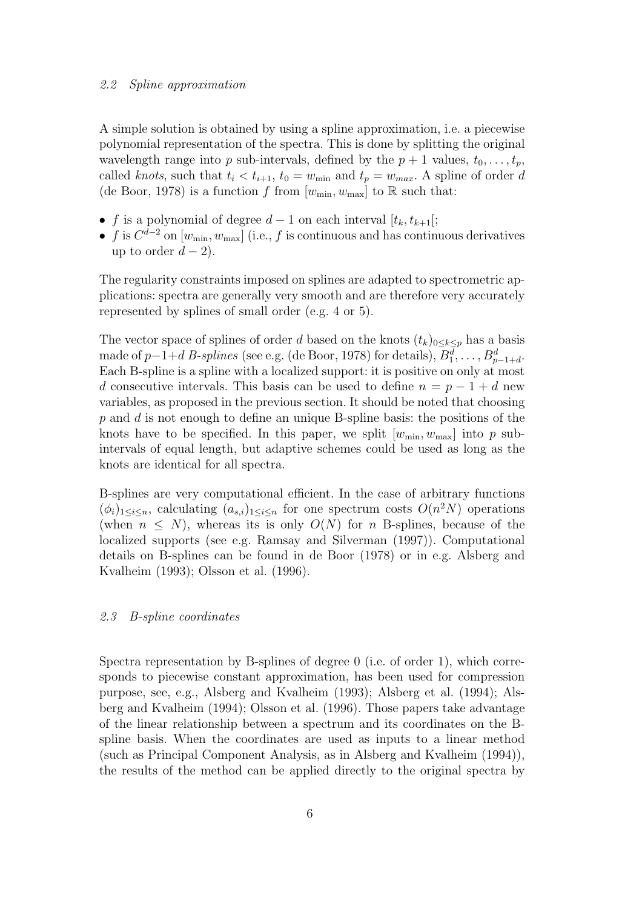### 2.2 Spline approximation

A simple solution is obtained by using a spline approximation, i.e. a piecewise polynomial representation of the spectra. This is done by splitting the original wavelength range into $p$ sub-intervals, defined by the $p+1$ values, $t_0, \ldots, t_p$, called *knots*, such that $t_i < t_{i+1}$, $t_0 = w_{\min}$ and $t_p = w_{max}$. A spline of order $d$ (de Boor, 1978) is a function $f$ from $[w_{\min}, w_{\max}]$ to $\mathbb{R}$ such that:

- $f$ is a polynomial of degree $d-1$ on each interval $[t_k, t_{k+1}[$;
- $f$ is $C^{d-2}$ on $[w_{\min}, w_{\max}]$ (i.e., $f$ is continuous and has continuous derivatives up to order $d-2$).

The regularity constraints imposed on splines are adapted to spectrometric applications: spectra are generally very smooth and are therefore very accurately represented by splines of small order (e.g. 4 or 5).

The vector space of splines of order $d$ based on the knots $(t_k)_{0 \leq k \leq p}$ has a basis made of $p-1+d$ *B-splines* (see e.g. (de Boor, 1978) for details), $B_1^d, \ldots, B_{p-1+d}^d$. Each B-spline is a spline with a localized support: it is positive on only at most $d$ consecutive intervals. This basis can be used to define $n = p - 1 + d$ new variables, as proposed in the previous section. It should be noted that choosing $p$ and $d$ is not enough to define an unique B-spline basis: the positions of the knots have to be specified. In this paper, we split $[w_{\min}, w_{\max}]$ into $p$ sub-intervals of equal length, but adaptive schemes could be used as long as the knots are identical for all spectra.

B-splines are very computational efficient. In the case of arbitrary functions $(\phi_i)_{1 \leq i \leq n}$, calculating $(a_{s,i})_{1 \leq i \leq n}$ for one spectrum costs $O(n^2 N)$ operations (when $n \leq N$), whereas its is only $O(N)$ for $n$ B-splines, because of the localized supports (see e.g. Ramsay and Silverman (1997)). Computational details on B-splines can be found in de Boor (1978) or in e.g. Alsberg and Kvalheim (1993); Olsson et al. (1996).

### 2.3 B-spline coordinates

Spectra representation by B-splines of degree 0 (i.e. of order 1), which corresponds to piecewise constant approximation, has been used for compression purpose, see, e.g., Alsberg and Kvalheim (1993); Alsberg et al. (1994); Alsberg and Kvalheim (1994); Olsson et al. (1996). Those papers take advantage of the linear relationship between a spectrum and its coordinates on the B-spline basis. When the coordinates are used as inputs to a linear method (such as Principal Component Analysis, as in Alsberg and Kvalheim (1994)), the results of the method can be applied directly to the original spectra by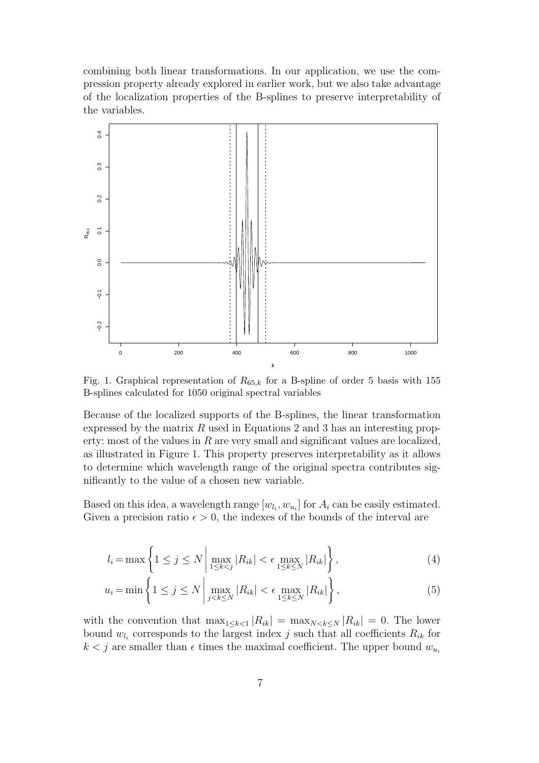combining both linear transformations. In our application, we use the compression property already explored in earlier work, but we also take advantage of the localization properties of the B-splines to preserve interpretability of the variables.

Fig. 1. Graphical representation of $R_{65,k}$ for a B-spline of order 5 basis with 155 B-splines calculated for 1050 original spectral variables

Because of the localized supports of the B-splines, the linear transformation expressed by the matrix $R$ used in Equations 2 and 3 has an interesting property: most of the values in $R$ are very small and significant values are localized, as illustrated in Figure 1. This property preserves interpretability as it allows to determine which wavelength range of the original spectra contributes significantly to the value of a chosen new variable.

Based on this idea, a wavelength range $[w_{l_i}, w_{u_i}]$ for $A_i$ can be easily estimated. Given a precision ratio $\epsilon > 0$, the indexes of the bounds of the interval are

$$l_i = \max\left\{1 \leq j \leq N \,\middle|\, \max_{1 \leq k < j} |R_{ik}| < \epsilon \max_{1 \leq k \leq N} |R_{ik}|\right\}, \tag{4}$$

$$u_i = \min\left\{1 \leq j \leq N \,\middle|\, \max_{j < k \leq N} |R_{ik}| < \epsilon \max_{1 \leq k \leq N} |R_{ik}|\right\}, \tag{5}$$

with the convention that $\max_{1 \leq k < 1} |R_{ik}| = \max_{N < k \leq N} |R_{ik}| = 0$. The lower bound $w_{l_i}$ corresponds to the largest index $j$ such that all coefficients $R_{ik}$ for $k < j$ are smaller than $\epsilon$ times the maximal coefficient. The upper bound $w_{u_i}$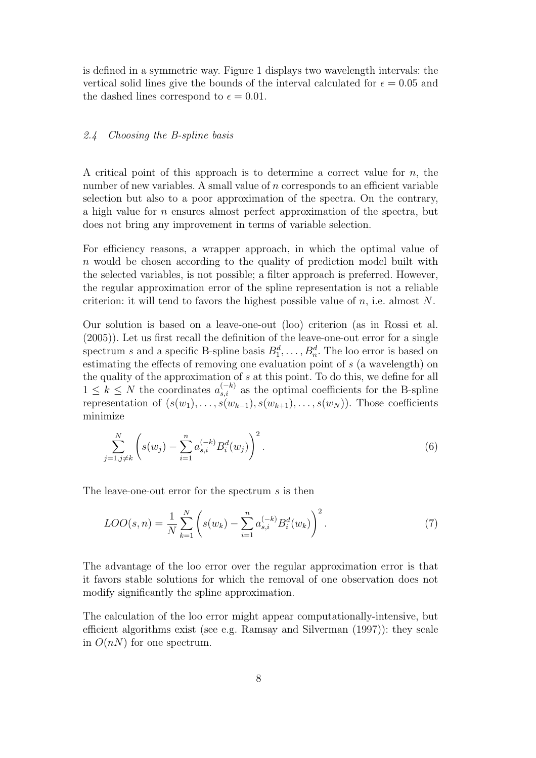is defined in a symmetric way. Figure 1 displays two wavelength intervals: the vertical solid lines give the bounds of the interval calculated for $\epsilon = 0.05$ and the dashed lines correspond to $\epsilon = 0.01$.

### *2.4 Choosing the B-spline basis*

A critical point of this approach is to determine a correct value for $n$, the number of new variables. A small value of $n$ corresponds to an efficient variable selection but also to a poor approximation of the spectra. On the contrary, a high value for $n$ ensures almost perfect approximation of the spectra, but does not bring any improvement in terms of variable selection.

For efficiency reasons, a wrapper approach, in which the optimal value of $n$ would be chosen according to the quality of prediction model built with the selected variables, is not possible; a filter approach is preferred. However, the regular approximation error of the spline representation is not a reliable criterion: it will tend to favors the highest possible value of $n$, i.e. almost $N$.

Our solution is based on a leave-one-out (loo) criterion (as in Rossi et al. (2005)). Let us first recall the definition of the leave-one-out error for a single spectrum $s$ and a specific B-spline basis $B_1^d, \ldots, B_n^d$. The loo error is based on estimating the effects of removing one evaluation point of $s$ (a wavelength) on the quality of the approximation of $s$ at this point. To do this, we define for all $1 \leq k \leq N$ the coordinates $a_{s,i}^{(-k)}$ as the optimal coefficients for the B-spline representation of $(s(w_1), \ldots, s(w_{k-1}), s(w_{k+1}), \ldots, s(w_N))$. Those coefficients minimize

$$\sum_{j=1, j\neq k}^{N} \left( s(w_j) - \sum_{i=1}^{n} a_{s,i}^{(-k)} B_i^d(w_j) \right)^2. \tag{6}$$

The leave-one-out error for the spectrum $s$ is then

$$LOO(s, n) = \frac{1}{N} \sum_{k=1}^{N} \left( s(w_k) - \sum_{i=1}^{n} a_{s,i}^{(-k)} B_i^d(w_k) \right)^2. \tag{7}$$

The advantage of the loo error over the regular approximation error is that it favors stable solutions for which the removal of one observation does not modify significantly the spline approximation.

The calculation of the loo error might appear computationally-intensive, but efficient algorithms exist (see e.g. Ramsay and Silverman (1997)): they scale in $O(nN)$ for one spectrum.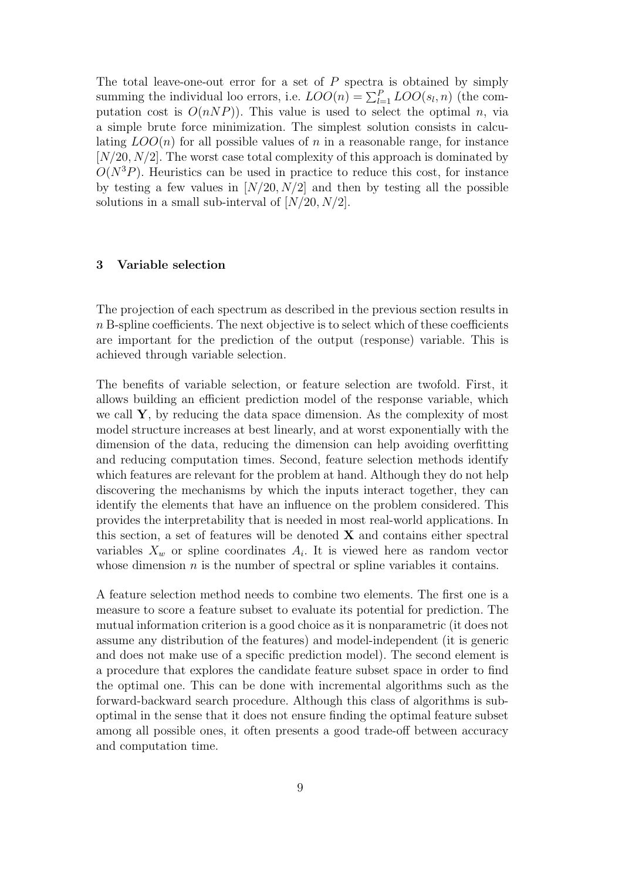The total leave-one-out error for a set of $P$ spectra is obtained by simply summing the individual loo errors, i.e. $LOO(n) = \sum_{l=1}^{P} LOO(s_l, n)$ (the computation cost is $O(nNP)$). This value is used to select the optimal $n$, via a simple brute force minimization. The simplest solution consists in calculating $LOO(n)$ for all possible values of $n$ in a reasonable range, for instance $[N/20, N/2]$. The worst case total complexity of this approach is dominated by $O(N^3P)$. Heuristics can be used in practice to reduce this cost, for instance by testing a few values in $[N/20, N/2]$ and then by testing all the possible solutions in a small sub-interval of $[N/20, N/2]$.

## 3 Variable selection

The projection of each spectrum as described in the previous section results in $n$ B-spline coefficients. The next objective is to select which of these coefficients are important for the prediction of the output (response) variable. This is achieved through variable selection.

The benefits of variable selection, or feature selection are twofold. First, it allows building an efficient prediction model of the response variable, which we call $\mathbf{Y}$, by reducing the data space dimension. As the complexity of most model structure increases at best linearly, and at worst exponentially with the dimension of the data, reducing the dimension can help avoiding overfitting and reducing computation times. Second, feature selection methods identify which features are relevant for the problem at hand. Although they do not help discovering the mechanisms by which the inputs interact together, they can identify the elements that have an influence on the problem considered. This provides the interpretability that is needed in most real-world applications. In this section, a set of features will be denoted $\mathbf{X}$ and contains either spectral variables $X_w$ or spline coordinates $A_i$. It is viewed here as random vector whose dimension $n$ is the number of spectral or spline variables it contains.

A feature selection method needs to combine two elements. The first one is a measure to score a feature subset to evaluate its potential for prediction. The mutual information criterion is a good choice as it is nonparametric (it does not assume any distribution of the features) and model-independent (it is generic and does not make use of a specific prediction model). The second element is a procedure that explores the candidate feature subset space in order to find the optimal one. This can be done with incremental algorithms such as the forward-backward search procedure. Although this class of algorithms is suboptimal in the sense that it does not ensure finding the optimal feature subset among all possible ones, it often presents a good trade-off between accuracy and computation time.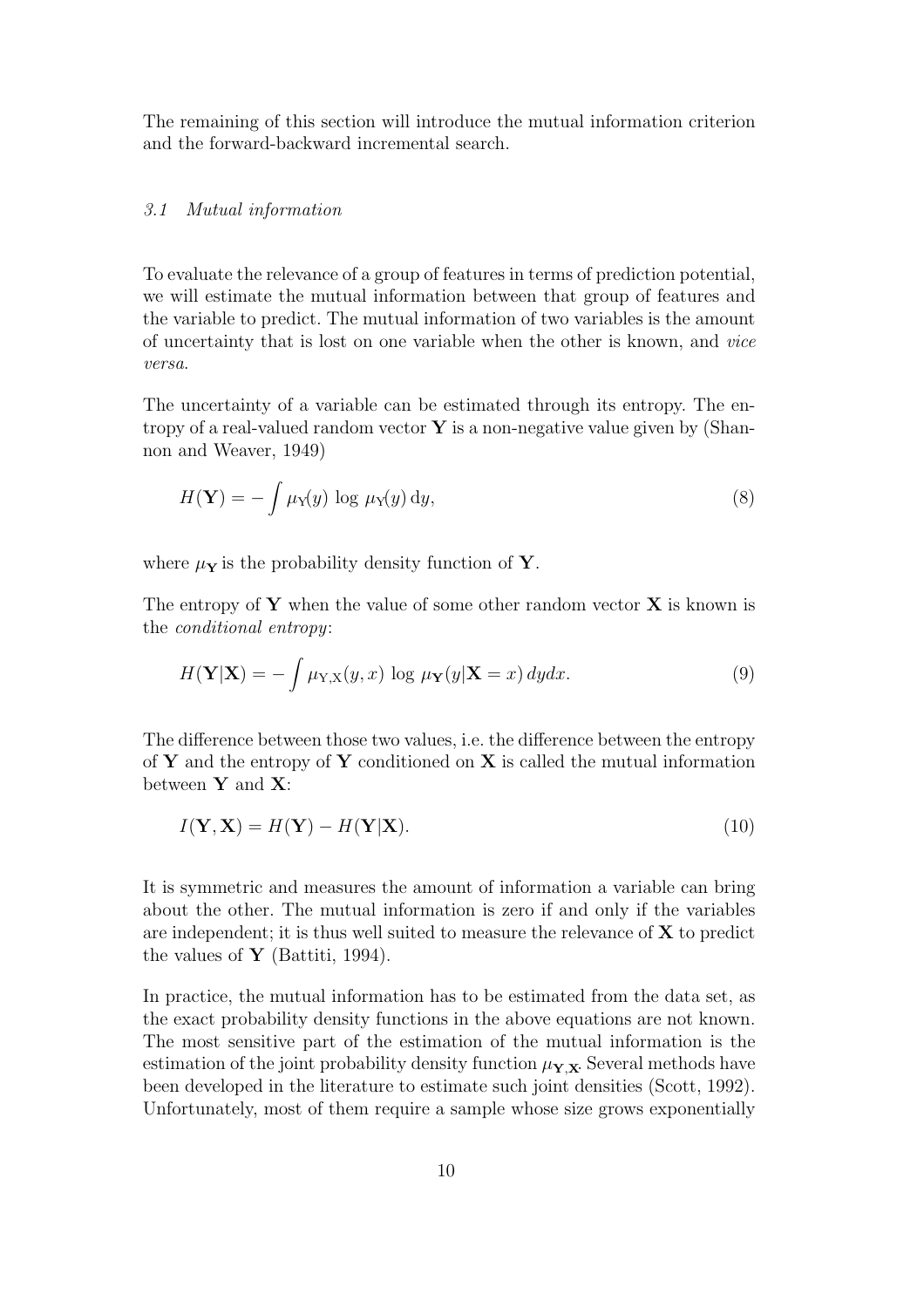The remaining of this section will introduce the mutual information criterion and the forward-backward incremental search.

### *3.1 Mutual information*

To evaluate the relevance of a group of features in terms of prediction potential, we will estimate the mutual information between that group of features and the variable to predict. The mutual information of two variables is the amount of uncertainty that is lost on one variable when the other is known, and *vice versa*.

The uncertainty of a variable can be estimated through its entropy. The entropy of a real-valued random vector $\mathbf{Y}$ is a non-negative value given by (Shannon and Weaver, 1949)

$$H(\mathbf{Y}) = -\int \mu_{\mathrm{Y}}(y) \, \log \, \mu_{\mathrm{Y}}(y) \, \mathrm{d}y, \tag{8}$$

where $\mu_{\mathbf{Y}}$ is the probability density function of $\mathbf{Y}$.

The entropy of $\mathbf{Y}$ when the value of some other random vector $\mathbf{X}$ is known is the *conditional entropy*:

$$H(\mathbf{Y}|\mathbf{X}) = -\int \mu_{\mathrm{Y,X}}(y,x) \, \log \, \mu_{\mathbf{Y}}(y|\mathbf{X}=x) \, dydx. \tag{9}$$

The difference between those two values, i.e. the difference between the entropy of $\mathbf{Y}$ and the entropy of $\mathbf{Y}$ conditioned on $\mathbf{X}$ is called the mutual information between $\mathbf{Y}$ and $\mathbf{X}$:

$$I(\mathbf{Y}, \mathbf{X}) = H(\mathbf{Y}) - H(\mathbf{Y}|\mathbf{X}). \tag{10}$$

It is symmetric and measures the amount of information a variable can bring about the other. The mutual information is zero if and only if the variables are independent; it is thus well suited to measure the relevance of $\mathbf{X}$ to predict the values of $\mathbf{Y}$ (Battiti, 1994).

In practice, the mutual information has to be estimated from the data set, as the exact probability density functions in the above equations are not known. The most sensitive part of the estimation of the mutual information is the estimation of the joint probability density function $\mu_{\mathbf{Y},\mathbf{X}}$. Several methods have been developed in the literature to estimate such joint densities (Scott, 1992). Unfortunately, most of them require a sample whose size grows exponentially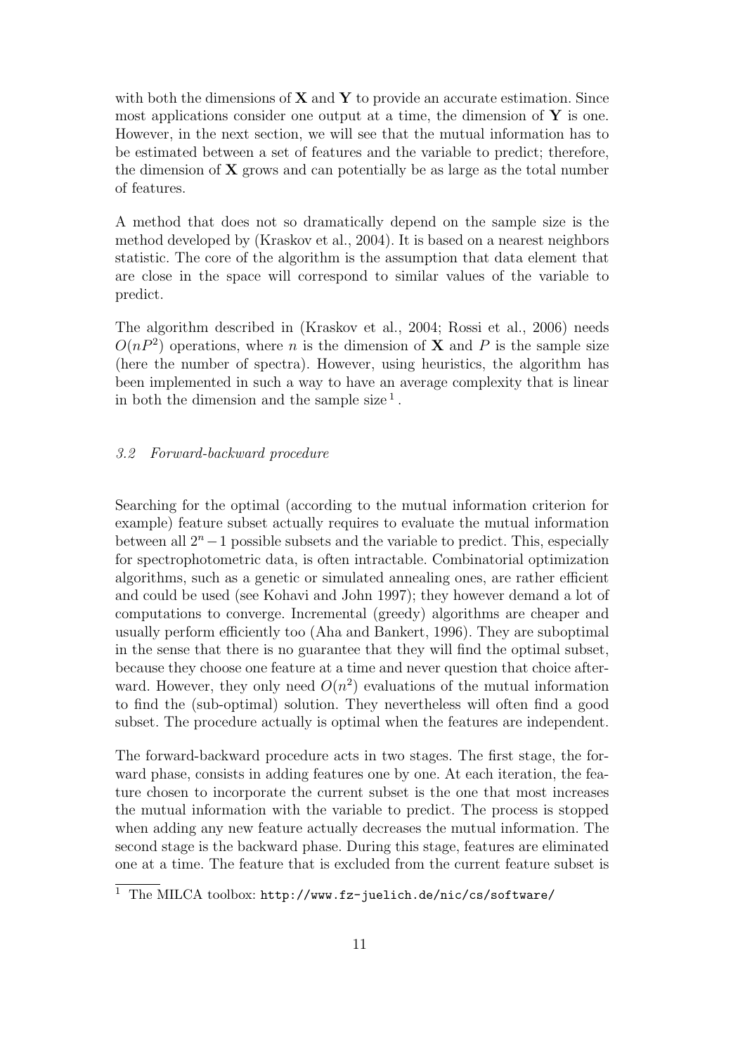with both the dimensions of $\mathbf{X}$ and $\mathbf{Y}$ to provide an accurate estimation. Since most applications consider one output at a time, the dimension of $\mathbf{Y}$ is one. However, in the next section, we will see that the mutual information has to be estimated between a set of features and the variable to predict; therefore, the dimension of $\mathbf{X}$ grows and can potentially be as large as the total number of features.

A method that does not so dramatically depend on the sample size is the method developed by (Kraskov et al., 2004). It is based on a nearest neighbors statistic. The core of the algorithm is the assumption that data element that are close in the space will correspond to similar values of the variable to predict.

The algorithm described in (Kraskov et al., 2004; Rossi et al., 2006) needs $O(nP^2)$ operations, where $n$ is the dimension of $\mathbf{X}$ and $P$ is the sample size (here the number of spectra). However, using heuristics, the algorithm has been implemented in such a way to have an average complexity that is linear in both the dimension and the sample size [1].

### *3.2 Forward-backward procedure*

Searching for the optimal (according to the mutual information criterion for example) feature subset actually requires to evaluate the mutual information between all $2^n - 1$ possible subsets and the variable to predict. This, especially for spectrophotometric data, is often intractable. Combinatorial optimization algorithms, such as a genetic or simulated annealing ones, are rather efficient and could be used (see Kohavi and John 1997); they however demand a lot of computations to converge. Incremental (greedy) algorithms are cheaper and usually perform efficiently too (Aha and Bankert, 1996). They are suboptimal in the sense that there is no guarantee that they will find the optimal subset, because they choose one feature at a time and never question that choice afterward. However, they only need $O(n^2)$ evaluations of the mutual information to find the (sub-optimal) solution. They nevertheless will often find a good subset. The procedure actually is optimal when the features are independent.

The forward-backward procedure acts in two stages. The first stage, the forward phase, consists in adding features one by one. At each iteration, the feature chosen to incorporate the current subset is the one that most increases the mutual information with the variable to predict. The process is stopped when adding any new feature actually decreases the mutual information. The second stage is the backward phase. During this stage, features are eliminated one at a time. The feature that is excluded from the current feature subset is

[1] The MILCA toolbox: http://www.fz-juelich.de/nic/cs/software/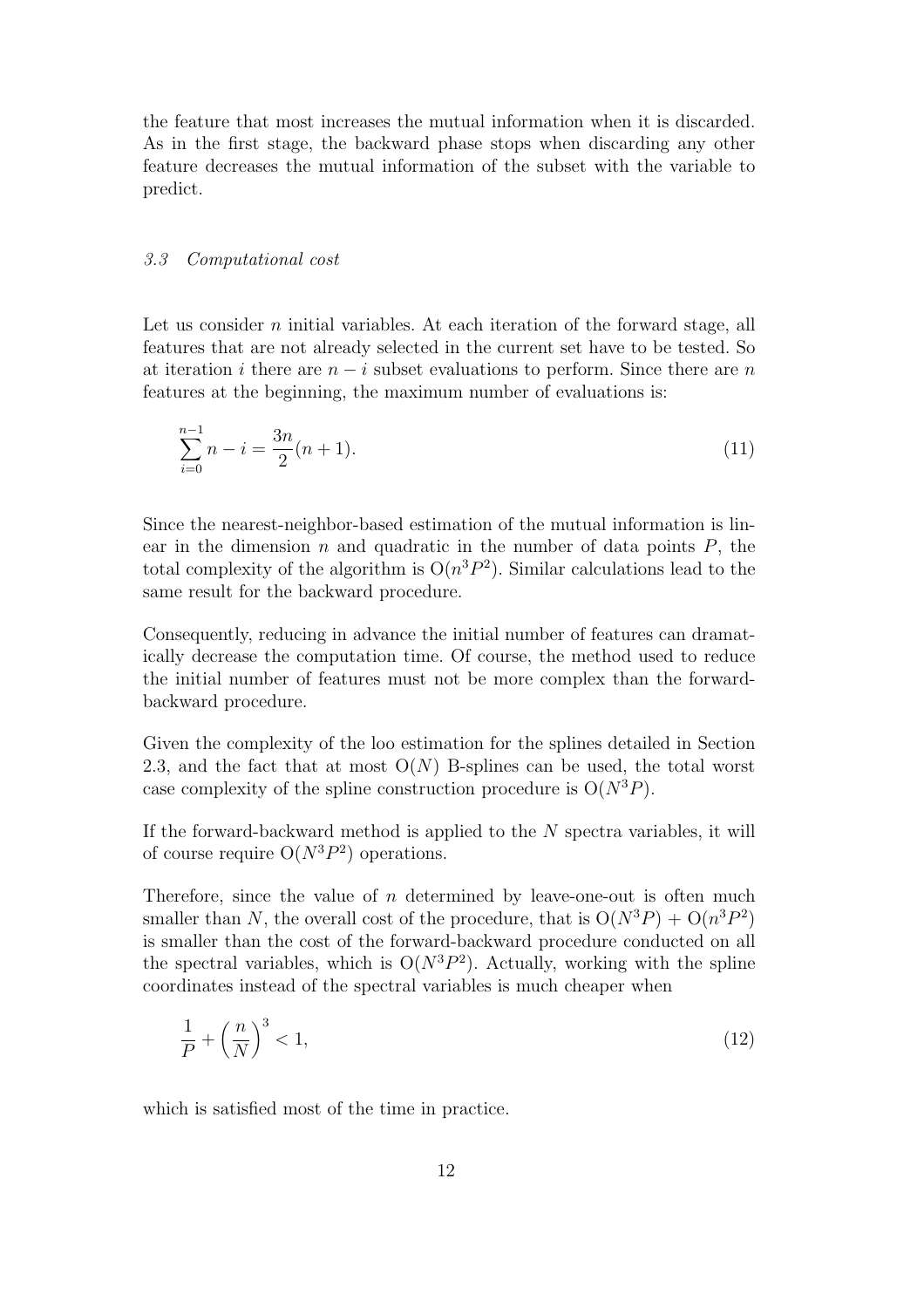the feature that most increases the mutual information when it is discarded. As in the first stage, the backward phase stops when discarding any other feature decreases the mutual information of the subset with the variable to predict.

### *3.3 Computational cost*

Let us consider $n$ initial variables. At each iteration of the forward stage, all features that are not already selected in the current set have to be tested. So at iteration $i$ there are $n - i$ subset evaluations to perform. Since there are $n$ features at the beginning, the maximum number of evaluations is:

$$\sum_{i=0}^{n-1} n - i = \frac{3n}{2}(n+1). \tag{11}$$

Since the nearest-neighbor-based estimation of the mutual information is linear in the dimension $n$ and quadratic in the number of data points $P$, the total complexity of the algorithm is $O(n^3P^2)$. Similar calculations lead to the same result for the backward procedure.

Consequently, reducing in advance the initial number of features can dramatically decrease the computation time. Of course, the method used to reduce the initial number of features must not be more complex than the forward-backward procedure.

Given the complexity of the loo estimation for the splines detailed in Section 2.3, and the fact that at most $O(N)$ B-splines can be used, the total worst case complexity of the spline construction procedure is $O(N^3P)$.

If the forward-backward method is applied to the $N$ spectra variables, it will of course require $O(N^3P^2)$ operations.

Therefore, since the value of $n$ determined by leave-one-out is often much smaller than $N$, the overall cost of the procedure, that is $O(N^3P) + O(n^3P^2)$ is smaller than the cost of the forward-backward procedure conducted on all the spectral variables, which is $O(N^3P^2)$. Actually, working with the spline coordinates instead of the spectral variables is much cheaper when

$$\frac{1}{P} + \left(\frac{n}{N}\right)^3 < 1, \tag{12}$$

which is satisfied most of the time in practice.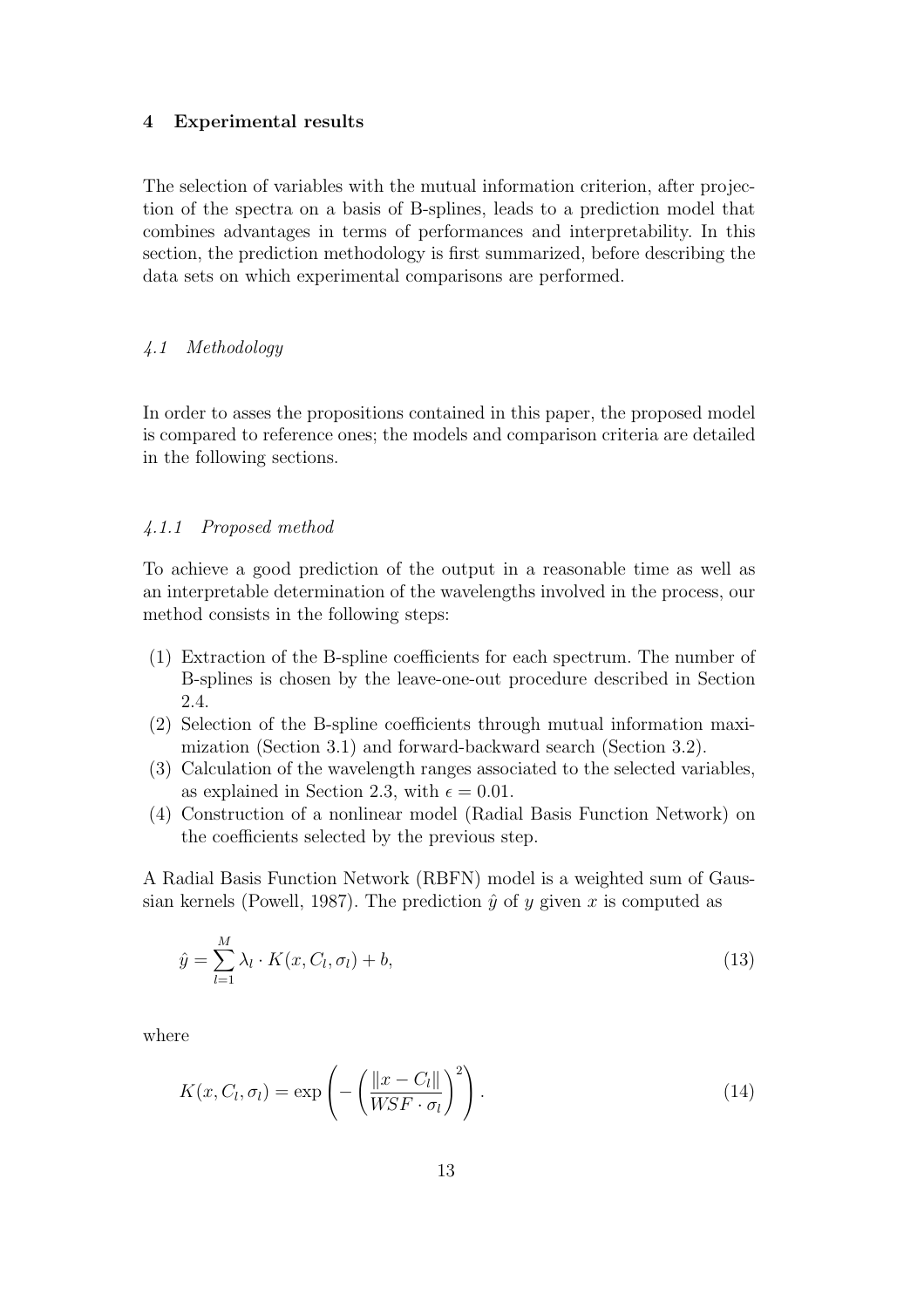## 4 Experimental results

The selection of variables with the mutual information criterion, after projection of the spectra on a basis of B-splines, leads to a prediction model that combines advantages in terms of performances and interpretability. In this section, the prediction methodology is first summarized, before describing the data sets on which experimental comparisons are performed.

### *4.1 Methodology*

In order to asses the propositions contained in this paper, the proposed model is compared to reference ones; the models and comparison criteria are detailed in the following sections.

#### *4.1.1 Proposed method*

To achieve a good prediction of the output in a reasonable time as well as an interpretable determination of the wavelengths involved in the process, our method consists in the following steps:

(1) Extraction of the B-spline coefficients for each spectrum. The number of B-splines is chosen by the leave-one-out procedure described in Section 2.4.
(2) Selection of the B-spline coefficients through mutual information maximization (Section 3.1) and forward-backward search (Section 3.2).
(3) Calculation of the wavelength ranges associated to the selected variables, as explained in Section 2.3, with $\epsilon = 0.01$.
(4) Construction of a nonlinear model (Radial Basis Function Network) on the coefficients selected by the previous step.

A Radial Basis Function Network (RBFN) model is a weighted sum of Gaussian kernels (Powell, 1987). The prediction $\hat{y}$ of $y$ given $x$ is computed as

$$\hat{y} = \sum_{l=1}^{M} \lambda_l \cdot K(x, C_l, \sigma_l) + b, \tag{13}$$

where

$$K(x, C_l, \sigma_l) = \exp\left( - \left( \frac{\|x - C_l\|}{WSF \cdot \sigma_l} \right)^2 \right). \tag{14}$$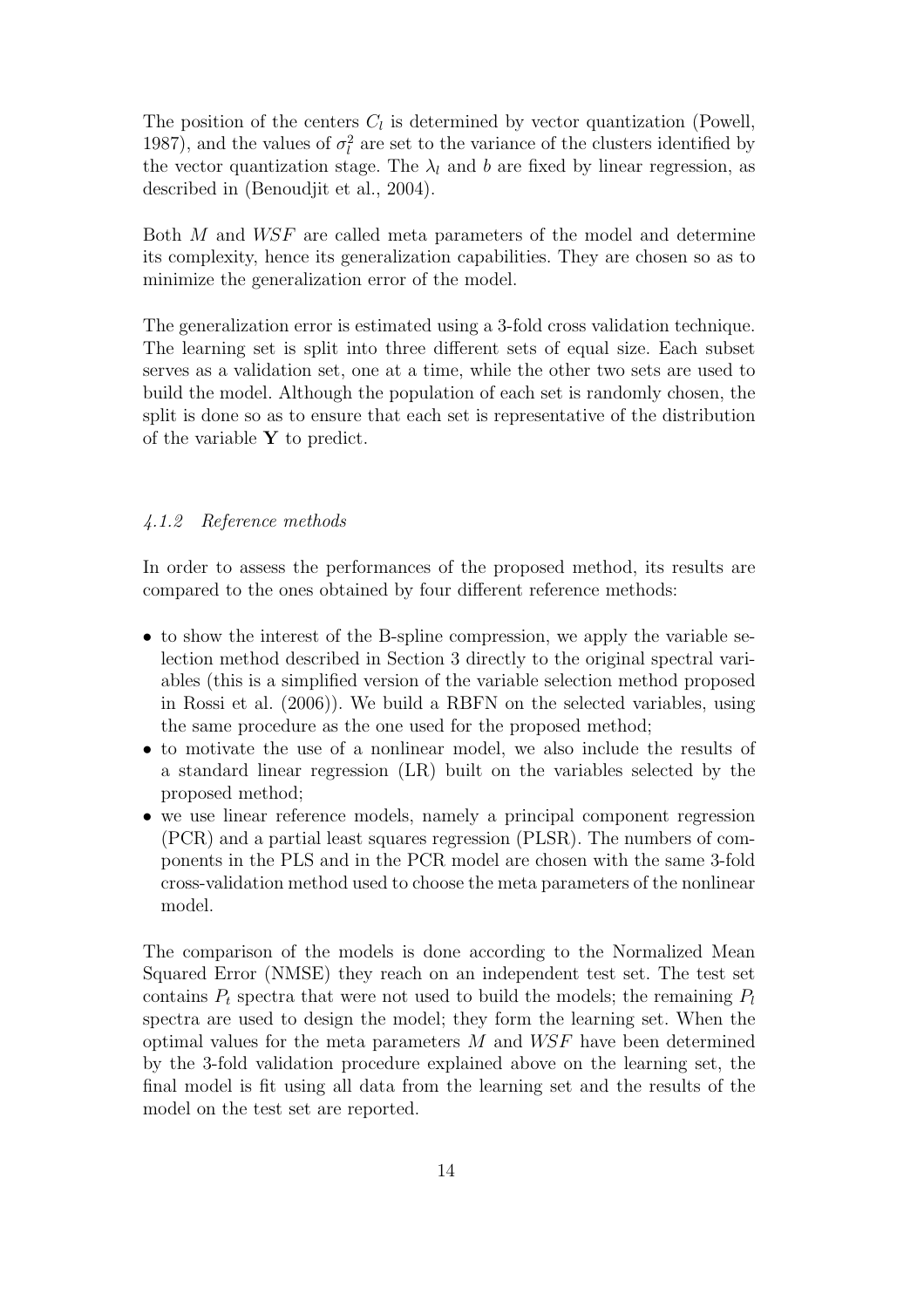The position of the centers $C_l$ is determined by vector quantization (Powell, 1987), and the values of $\sigma_l^2$ are set to the variance of the clusters identified by the vector quantization stage. The $\lambda_l$ and $b$ are fixed by linear regression, as described in (Benoudjit et al., 2004).

Both $M$ and $WSF$ are called meta parameters of the model and determine its complexity, hence its generalization capabilities. They are chosen so as to minimize the generalization error of the model.

The generalization error is estimated using a 3-fold cross validation technique. The learning set is split into three different sets of equal size. Each subset serves as a validation set, one at a time, while the other two sets are used to build the model. Although the population of each set is randomly chosen, the split is done so as to ensure that each set is representative of the distribution of the variable $\mathbf{Y}$ to predict.

#### *4.1.2 Reference methods*

In order to assess the performances of the proposed method, its results are compared to the ones obtained by four different reference methods:

- to show the interest of the B-spline compression, we apply the variable selection method described in Section 3 directly to the original spectral variables (this is a simplified version of the variable selection method proposed in Rossi et al. (2006)). We build a RBFN on the selected variables, using the same procedure as the one used for the proposed method;
- to motivate the use of a nonlinear model, we also include the results of a standard linear regression (LR) built on the variables selected by the proposed method;
- we use linear reference models, namely a principal component regression (PCR) and a partial least squares regression (PLSR). The numbers of components in the PLS and in the PCR model are chosen with the same 3-fold cross-validation method used to choose the meta parameters of the nonlinear model.

The comparison of the models is done according to the Normalized Mean Squared Error (NMSE) they reach on an independent test set. The test set contains $P_t$ spectra that were not used to build the models; the remaining $P_l$ spectra are used to design the model; they form the learning set. When the optimal values for the meta parameters $M$ and $WSF$ have been determined by the 3-fold validation procedure explained above on the learning set, the final model is fit using all data from the learning set and the results of the model on the test set are reported.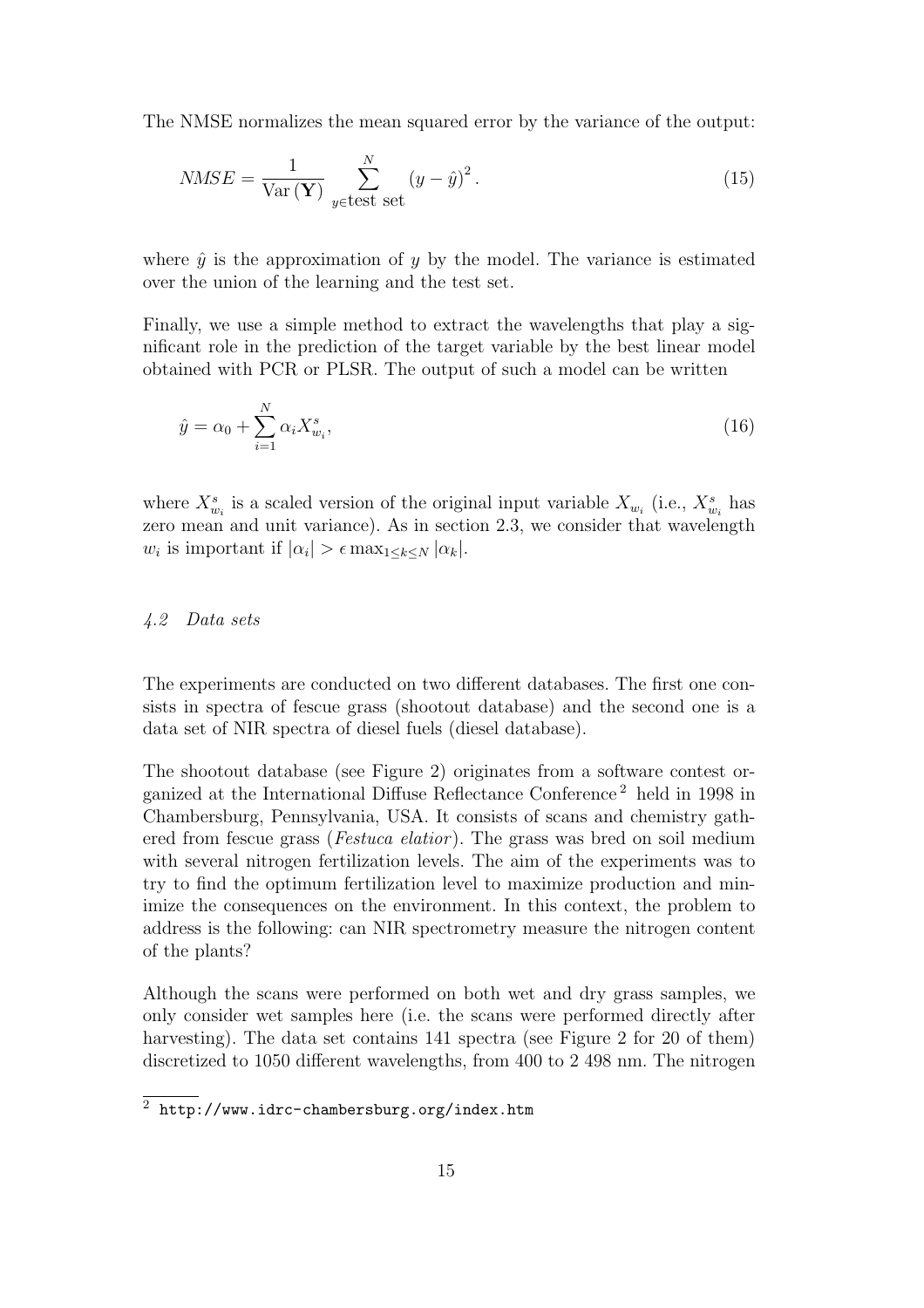The NMSE normalizes the mean squared error by the variance of the output:

$$NMSE = \frac{1}{\mathrm{Var}\left(\mathbf{Y}\right)} \sum_{y \in \text{test set}}^{N} \left(y - \hat{y}\right)^2 . \tag{15}$$

where $\hat{y}$ is the approximation of $y$ by the model. The variance is estimated over the union of the learning and the test set.

Finally, we use a simple method to extract the wavelengths that play a significant role in the prediction of the target variable by the best linear model obtained with PCR or PLSR. The output of such a model can be written

$$\hat{y} = \alpha_0 + \sum_{i=1}^{N} \alpha_i X_{w_i}^{s}, \tag{16}$$

where $X_{w_i}^{s}$ is a scaled version of the original input variable $X_{w_i}$ (i.e., $X_{w_i}^{s}$ has zero mean and unit variance). As in section 2.3, we consider that wavelength $w_i$ is important if $|\alpha_i| > \epsilon \max_{1 \leq k \leq N} |\alpha_k|$.

### *4.2 Data sets*

The experiments are conducted on two different databases. The first one consists in spectra of fescue grass (shootout database) and the second one is a data set of NIR spectra of diesel fuels (diesel database).

The shootout database (see Figure 2) originates from a software contest organized at the International Diffuse Reflectance Conference [2] held in 1998 in Chambersburg, Pennsylvania, USA. It consists of scans and chemistry gathered from fescue grass (*Festuca elatior*). The grass was bred on soil medium with several nitrogen fertilization levels. The aim of the experiments was to try to find the optimum fertilization level to maximize production and minimize the consequences on the environment. In this context, the problem to address is the following: can NIR spectrometry measure the nitrogen content of the plants?

Although the scans were performed on both wet and dry grass samples, we only consider wet samples here (i.e. the scans were performed directly after harvesting). The data set contains 141 spectra (see Figure 2 for 20 of them) discretized to 1050 different wavelengths, from 400 to 2 498 nm. The nitrogen

[2] `http://www.idrc-chambersburg.org/index.htm`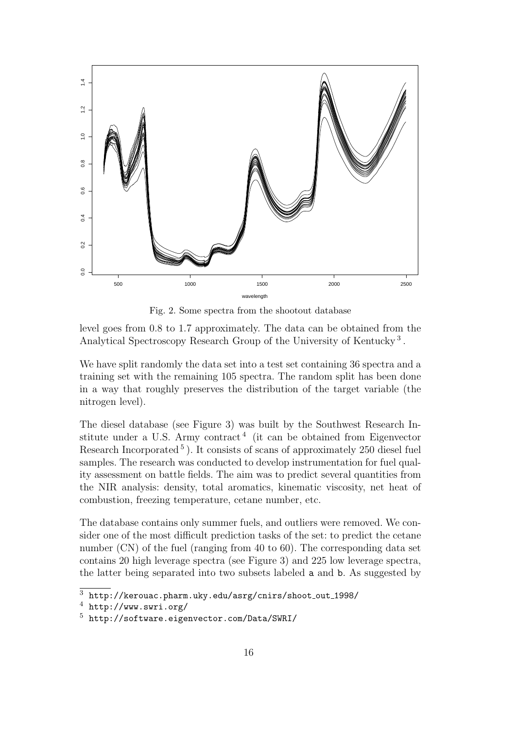Fig. 2. Some spectra from the shootout database

level goes from 0.8 to 1.7 approximately. The data can be obtained from the Analytical Spectroscopy Research Group of the University of Kentucky [3].

We have split randomly the data set into a test set containing 36 spectra and a training set with the remaining 105 spectra. The random split has been done in a way that roughly preserves the distribution of the target variable (the nitrogen level).

The diesel database (see Figure 3) was built by the Southwest Research Institute under a U.S. Army contract [4] (it can be obtained from Eigenvector Research Incorporated [5]). It consists of scans of approximately 250 diesel fuel samples. The research was conducted to develop instrumentation for fuel quality assessment on battle fields. The aim was to predict several quantities from the NIR analysis: density, total aromatics, kinematic viscosity, net heat of combustion, freezing temperature, cetane number, etc.

The database contains only summer fuels, and outliers were removed. We consider one of the most difficult prediction tasks of the set: to predict the cetane number (CN) of the fuel (ranging from 40 to 60). The corresponding data set contains 20 high leverage spectra (see Figure 3) and 225 low leverage spectra, the latter being separated into two subsets labeled `a` and `b`. As suggested by

[3] `http://kerouac.pharm.uky.edu/asrg/cnirs/shoot_out_1998/`

[4] `http://www.swri.org/`

[5] `http://software.eigenvector.com/Data/SWRI/`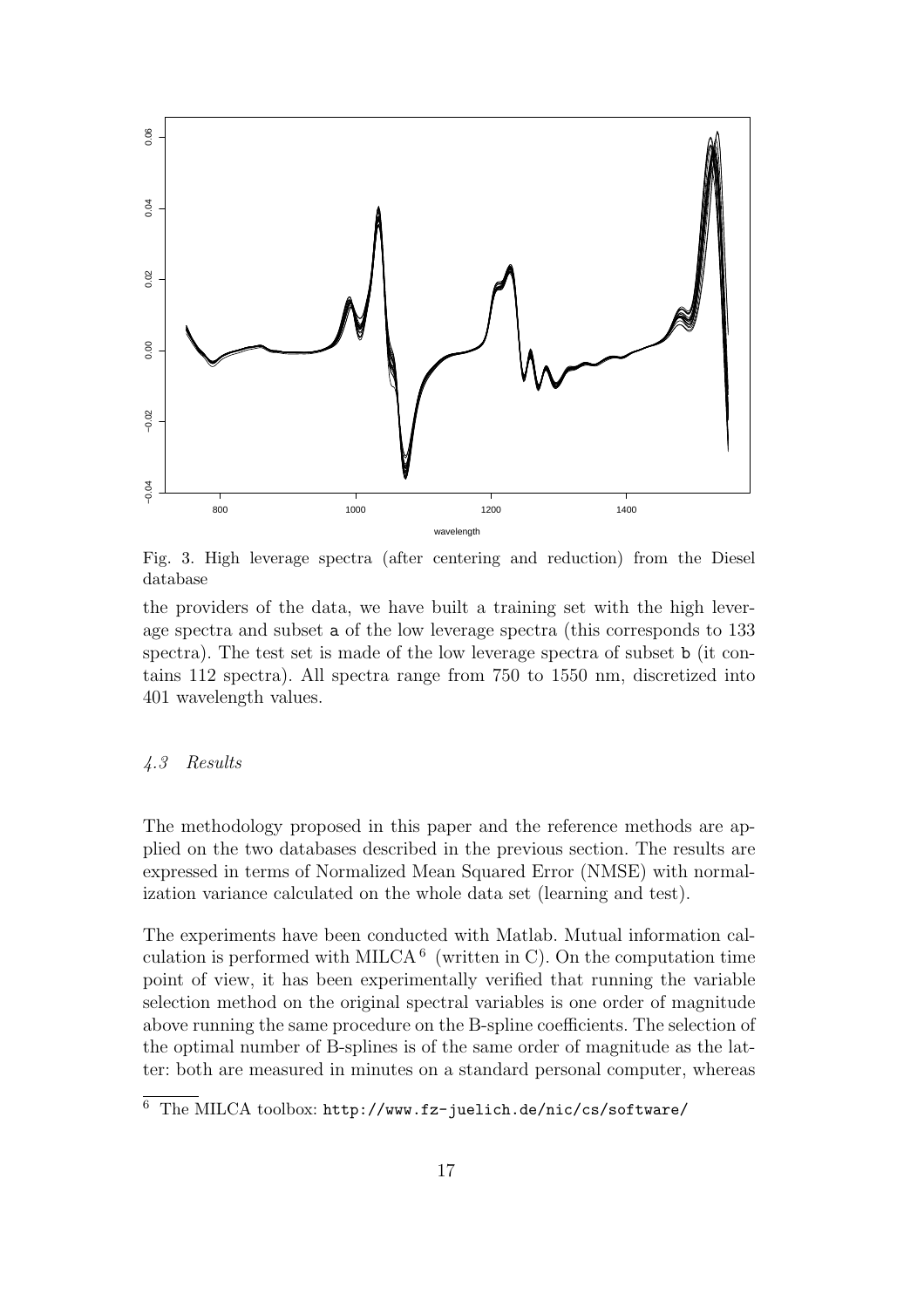Fig. 3. High leverage spectra (after centering and reduction) from the Diesel database

the providers of the data, we have built a training set with the high leverage spectra and subset `a` of the low leverage spectra (this corresponds to 133 spectra). The test set is made of the low leverage spectra of subset `b` (it contains 112 spectra). All spectra range from 750 to 1550 nm, discretized into 401 wavelength values.

### *4.3 Results*

The methodology proposed in this paper and the reference methods are applied on the two databases described in the previous section. The results are expressed in terms of Normalized Mean Squared Error (NMSE) with normalization variance calculated on the whole data set (learning and test).

The experiments have been conducted with Matlab. Mutual information calculation is performed with MILCA[6] (written in C). On the computation time point of view, it has been experimentally verified that running the variable selection method on the original spectral variables is one order of magnitude above running the same procedure on the B-spline coefficients. The selection of the optimal number of B-splines is of the same order of magnitude as the latter: both are measured in minutes on a standard personal computer, whereas

[6] The MILCA toolbox: `http://www.fz-juelich.de/nic/cs/software/`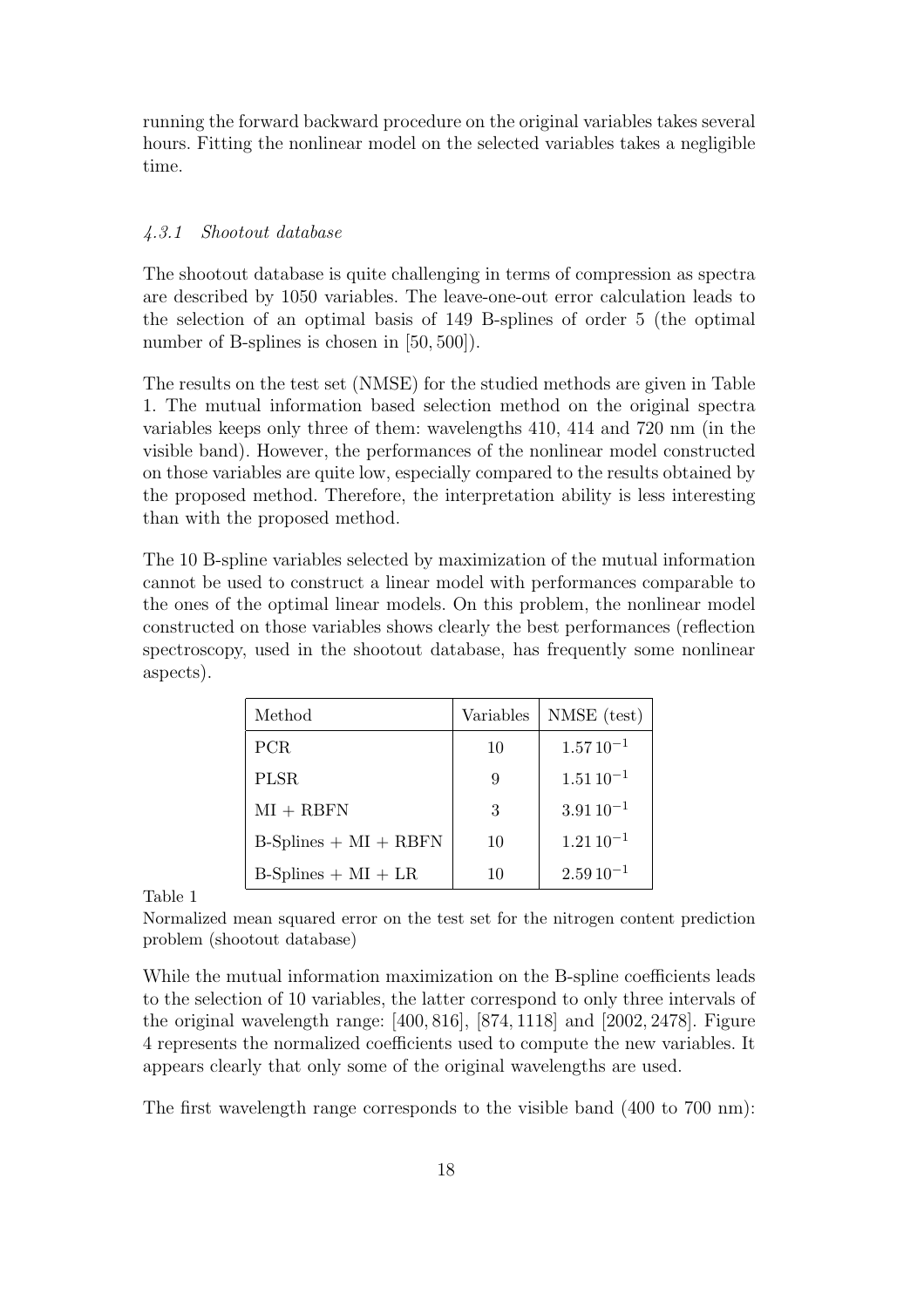running the forward backward procedure on the original variables takes several hours. Fitting the nonlinear model on the selected variables takes a negligible time.

#### *4.3.1 Shootout database*

The shootout database is quite challenging in terms of compression as spectra are described by 1050 variables. The leave-one-out error calculation leads to the selection of an optimal basis of 149 B-splines of order 5 (the optimal number of B-splines is chosen in $[50, 500]$).

The results on the test set (NMSE) for the studied methods are given in Table 1. The mutual information based selection method on the original spectra variables keeps only three of them: wavelengths 410, 414 and 720 nm (in the visible band). However, the performances of the nonlinear model constructed on those variables are quite low, especially compared to the results obtained by the proposed method. Therefore, the interpretation ability is less interesting than with the proposed method.

The 10 B-spline variables selected by maximization of the mutual information cannot be used to construct a linear model with performances comparable to the ones of the optimal linear models. On this problem, the nonlinear model constructed on those variables shows clearly the best performances (reflection spectroscopy, used in the shootout database, has frequently some nonlinear aspects).

| Method | Variables | NMSE (test) |
| --- | --- | --- |
| PCR | 10 | $1.57\,10^{-1}$ |
| PLSR | 9 | $1.51\,10^{-1}$ |
| MI + RBFN | 3 | $3.91\,10^{-1}$ |
| B-Splines + MI + RBFN | 10 | $1.21\,10^{-1}$ |
| B-Splines + MI + LR | 10 | $2.59\,10^{-1}$ |

Table 1
Normalized mean squared error on the test set for the nitrogen content prediction problem (shootout database)

While the mutual information maximization on the B-spline coefficients leads to the selection of 10 variables, the latter correspond to only three intervals of the original wavelength range: $[400, 816]$, $[874, 1118]$ and $[2002, 2478]$. Figure 4 represents the normalized coefficients used to compute the new variables. It appears clearly that only some of the original wavelengths are used.

The first wavelength range corresponds to the visible band (400 to 700 nm):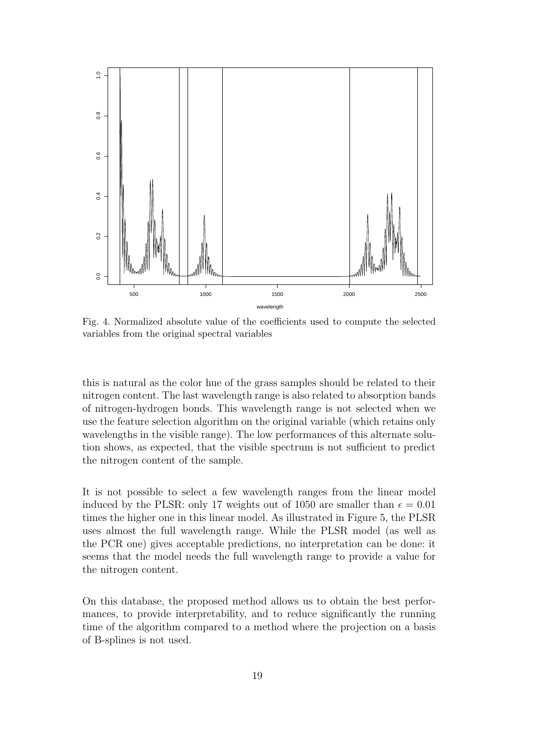Fig. 4. Normalized absolute value of the coefficients used to compute the selected variables from the original spectral variables

this is natural as the color hue of the grass samples should be related to their nitrogen content. The last wavelength range is also related to absorption bands of nitrogen-hydrogen bonds. This wavelength range is not selected when we use the feature selection algorithm on the original variable (which retains only wavelengths in the visible range). The low performances of this alternate solution shows, as expected, that the visible spectrum is not sufficient to predict the nitrogen content of the sample.

It is not possible to select a few wavelength ranges from the linear model induced by the PLSR: only 17 weights out of 1050 are smaller than $\epsilon = 0.01$ times the higher one in this linear model. As illustrated in Figure 5, the PLSR uses almost the full wavelength range. While the PLSR model (as well as the PCR one) gives acceptable predictions, no interpretation can be done: it seems that the model needs the full wavelength range to provide a value for the nitrogen content.

On this database, the proposed method allows us to obtain the best performances, to provide interpretability, and to reduce significantly the running time of the algorithm compared to a method where the projection on a basis of B-splines is not used.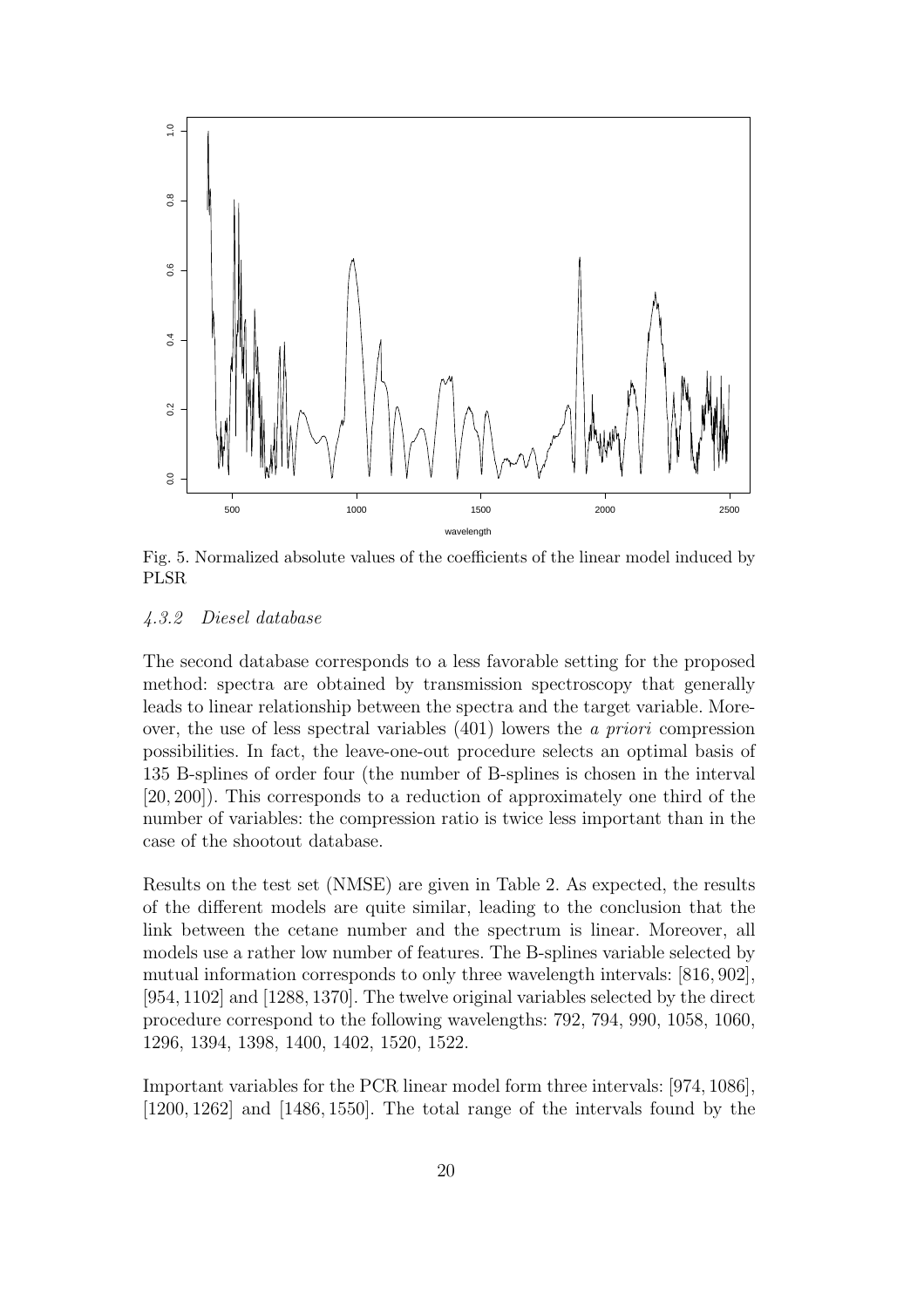Fig. 5. Normalized absolute values of the coefficients of the linear model induced by PLSR

#### *4.3.2 Diesel database*

The second database corresponds to a less favorable setting for the proposed method: spectra are obtained by transmission spectroscopy that generally leads to linear relationship between the spectra and the target variable. Moreover, the use of less spectral variables (401) lowers the *a priori* compression possibilities. In fact, the leave-one-out procedure selects an optimal basis of 135 B-splines of order four (the number of B-splines is chosen in the interval $[20, 200]$). This corresponds to a reduction of approximately one third of the number of variables: the compression ratio is twice less important than in the case of the shootout database.

Results on the test set (NMSE) are given in Table 2. As expected, the results of the different models are quite similar, leading to the conclusion that the link between the cetane number and the spectrum is linear. Moreover, all models use a rather low number of features. The B-splines variable selected by mutual information corresponds to only three wavelength intervals: $[816, 902]$, $[954, 1102]$ and $[1288, 1370]$. The twelve original variables selected by the direct procedure correspond to the following wavelengths: 792, 794, 990, 1058, 1060, 1296, 1394, 1398, 1400, 1402, 1520, 1522.

Important variables for the PCR linear model form three intervals: $[974, 1086]$, $[1200, 1262]$ and $[1486, 1550]$. The total range of the intervals found by the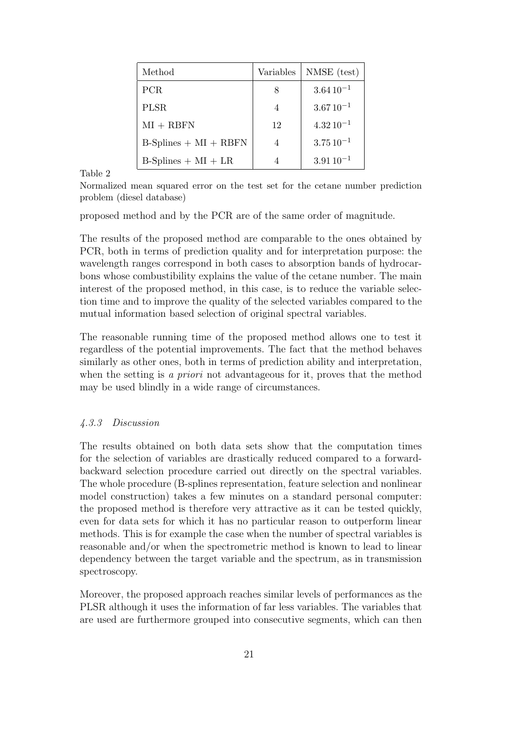| Method | Variables | NMSE (test) |
|---|---|---|
| PCR | 8 | $3.64\,10^{-1}$ |
| PLSR | 4 | $3.67\,10^{-1}$ |
| MI + RBFN | 12 | $4.32\,10^{-1}$ |
| B-Splines + MI + RBFN | 4 | $3.75\,10^{-1}$ |
| B-Splines + MI + LR | 4 | $3.91\,10^{-1}$ |

Table 2

Normalized mean squared error on the test set for the cetane number prediction problem (diesel database)

proposed method and by the PCR are of the same order of magnitude.

The results of the proposed method are comparable to the ones obtained by PCR, both in terms of prediction quality and for interpretation purpose: the wavelength ranges correspond in both cases to absorption bands of hydrocarbons whose combustibility explains the value of the cetane number. The main interest of the proposed method, in this case, is to reduce the variable selection time and to improve the quality of the selected variables compared to the mutual information based selection of original spectral variables.

The reasonable running time of the proposed method allows one to test it regardless of the potential improvements. The fact that the method behaves similarly as other ones, both in terms of prediction ability and interpretation, when the setting is *a priori* not advantageous for it, proves that the method may be used blindly in a wide range of circumstances.

#### *4.3.3 Discussion*

The results obtained on both data sets show that the computation times for the selection of variables are drastically reduced compared to a forward-backward selection procedure carried out directly on the spectral variables. The whole procedure (B-splines representation, feature selection and nonlinear model construction) takes a few minutes on a standard personal computer: the proposed method is therefore very attractive as it can be tested quickly, even for data sets for which it has no particular reason to outperform linear methods. This is for example the case when the number of spectral variables is reasonable and/or when the spectrometric method is known to lead to linear dependency between the target variable and the spectrum, as in transmission spectroscopy.

Moreover, the proposed approach reaches similar levels of performances as the PLSR although it uses the information of far less variables. The variables that are used are furthermore grouped into consecutive segments, which can then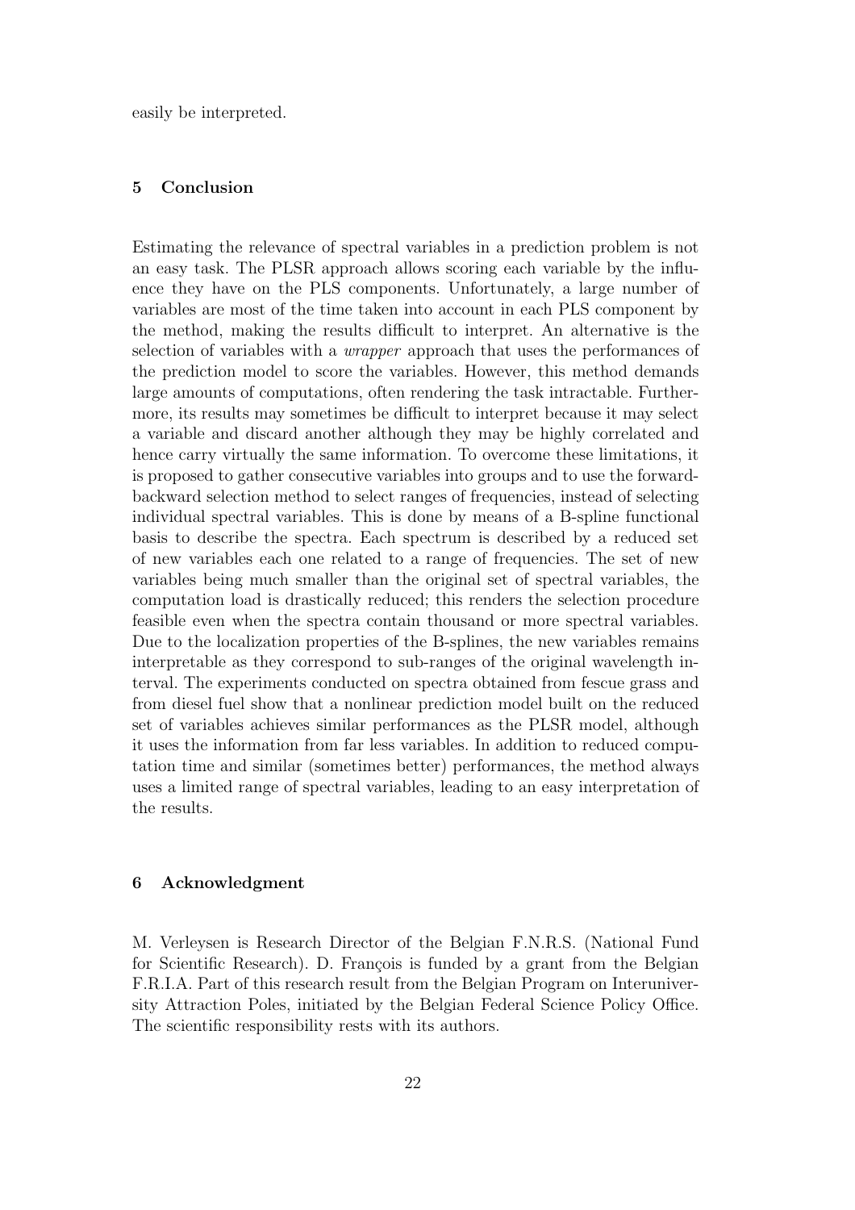easily be interpreted.

## 5 Conclusion

Estimating the relevance of spectral variables in a prediction problem is not an easy task. The PLSR approach allows scoring each variable by the influence they have on the PLS components. Unfortunately, a large number of variables are most of the time taken into account in each PLS component by the method, making the results difficult to interpret. An alternative is the selection of variables with a *wrapper* approach that uses the performances of the prediction model to score the variables. However, this method demands large amounts of computations, often rendering the task intractable. Furthermore, its results may sometimes be difficult to interpret because it may select a variable and discard another although they may be highly correlated and hence carry virtually the same information. To overcome these limitations, it is proposed to gather consecutive variables into groups and to use the forward-backward selection method to select ranges of frequencies, instead of selecting individual spectral variables. This is done by means of a B-spline functional basis to describe the spectra. Each spectrum is described by a reduced set of new variables each one related to a range of frequencies. The set of new variables being much smaller than the original set of spectral variables, the computation load is drastically reduced; this renders the selection procedure feasible even when the spectra contain thousand or more spectral variables. Due to the localization properties of the B-splines, the new variables remains interpretable as they correspond to sub-ranges of the original wavelength interval. The experiments conducted on spectra obtained from fescue grass and from diesel fuel show that a nonlinear prediction model built on the reduced set of variables achieves similar performances as the PLSR model, although it uses the information from far less variables. In addition to reduced computation time and similar (sometimes better) performances, the method always uses a limited range of spectral variables, leading to an easy interpretation of the results.

## 6 Acknowledgment

M. Verleysen is Research Director of the Belgian F.N.R.S. (National Fund for Scientific Research). D. François is funded by a grant from the Belgian F.R.I.A. Part of this research result from the Belgian Program on Interuniversity Attraction Poles, initiated by the Belgian Federal Science Policy Office. The scientific responsibility rests with its authors.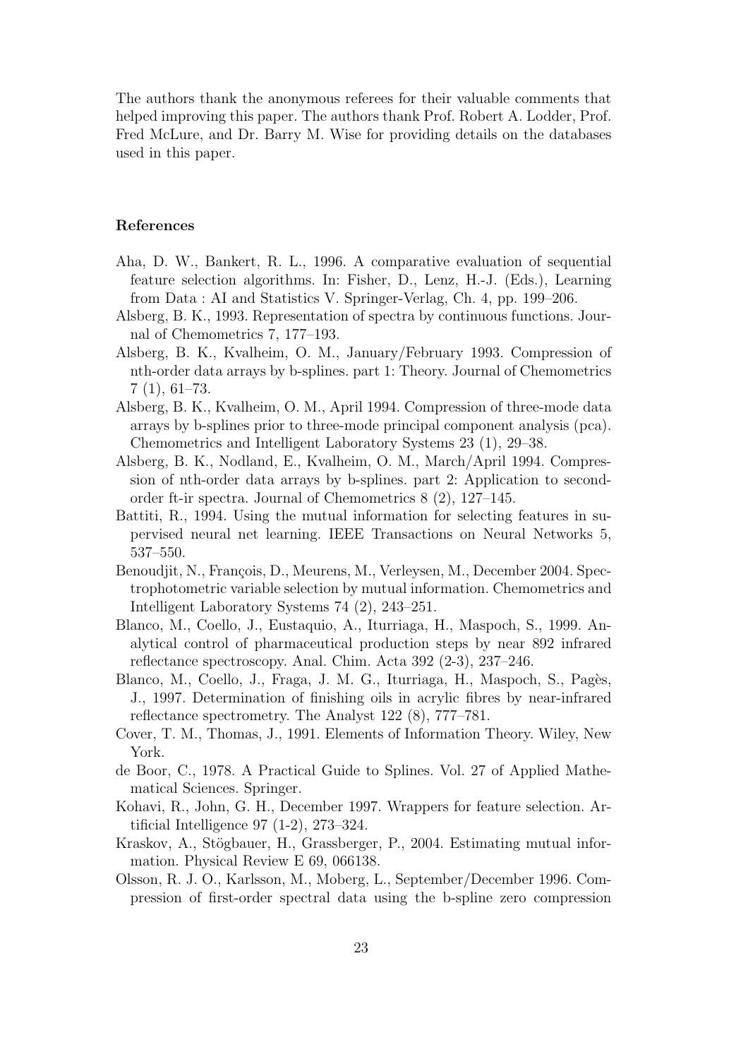The authors thank the anonymous referees for their valuable comments that helped improving this paper. The authors thank Prof. Robert A. Lodder, Prof. Fred McLure, and Dr. Barry M. Wise for providing details on the databases used in this paper.

## References

Aha, D. W., Bankert, R. L., 1996. A comparative evaluation of sequential feature selection algorithms. In: Fisher, D., Lenz, H.-J. (Eds.), Learning from Data : AI and Statistics V. Springer-Verlag, Ch. 4, pp. 199–206.

Alsberg, B. K., 1993. Representation of spectra by continuous functions. Journal of Chemometrics 7, 177–193.

Alsberg, B. K., Kvalheim, O. M., January/February 1993. Compression of nth-order data arrays by b-splines. part 1: Theory. Journal of Chemometrics 7 (1), 61–73.

Alsberg, B. K., Kvalheim, O. M., April 1994. Compression of three-mode data arrays by b-splines prior to three-mode principal component analysis (pca). Chemometrics and Intelligent Laboratory Systems 23 (1), 29–38.

Alsberg, B. K., Nodland, E., Kvalheim, O. M., March/April 1994. Compression of nth-order data arrays by b-splines. part 2: Application to second-order ft-ir spectra. Journal of Chemometrics 8 (2), 127–145.

Battiti, R., 1994. Using the mutual information for selecting features in supervised neural net learning. IEEE Transactions on Neural Networks 5, 537–550.

Benoudjit, N., François, D., Meurens, M., Verleysen, M., December 2004. Spectrophotometric variable selection by mutual information. Chemometrics and Intelligent Laboratory Systems 74 (2), 243–251.

Blanco, M., Coello, J., Eustaquio, A., Iturriaga, H., Maspoch, S., 1999. Analytical control of pharmaceutical production steps by near 892 infrared reflectance spectroscopy. Anal. Chim. Acta 392 (2-3), 237–246.

Blanco, M., Coello, J., Fraga, J. M. G., Iturriaga, H., Maspoch, S., Pagès, J., 1997. Determination of finishing oils in acrylic fibres by near-infrared reflectance spectrometry. The Analyst 122 (8), 777–781.

Cover, T. M., Thomas, J., 1991. Elements of Information Theory. Wiley, New York.

de Boor, C., 1978. A Practical Guide to Splines. Vol. 27 of Applied Mathematical Sciences. Springer.

Kohavi, R., John, G. H., December 1997. Wrappers for feature selection. Artificial Intelligence 97 (1-2), 273–324.

Kraskov, A., Stögbauer, H., Grassberger, P., 2004. Estimating mutual information. Physical Review E 69, 066138.

Olsson, R. J. O., Karlsson, M., Moberg, L., September/December 1996. Compression of first-order spectral data using the b-spline zero compression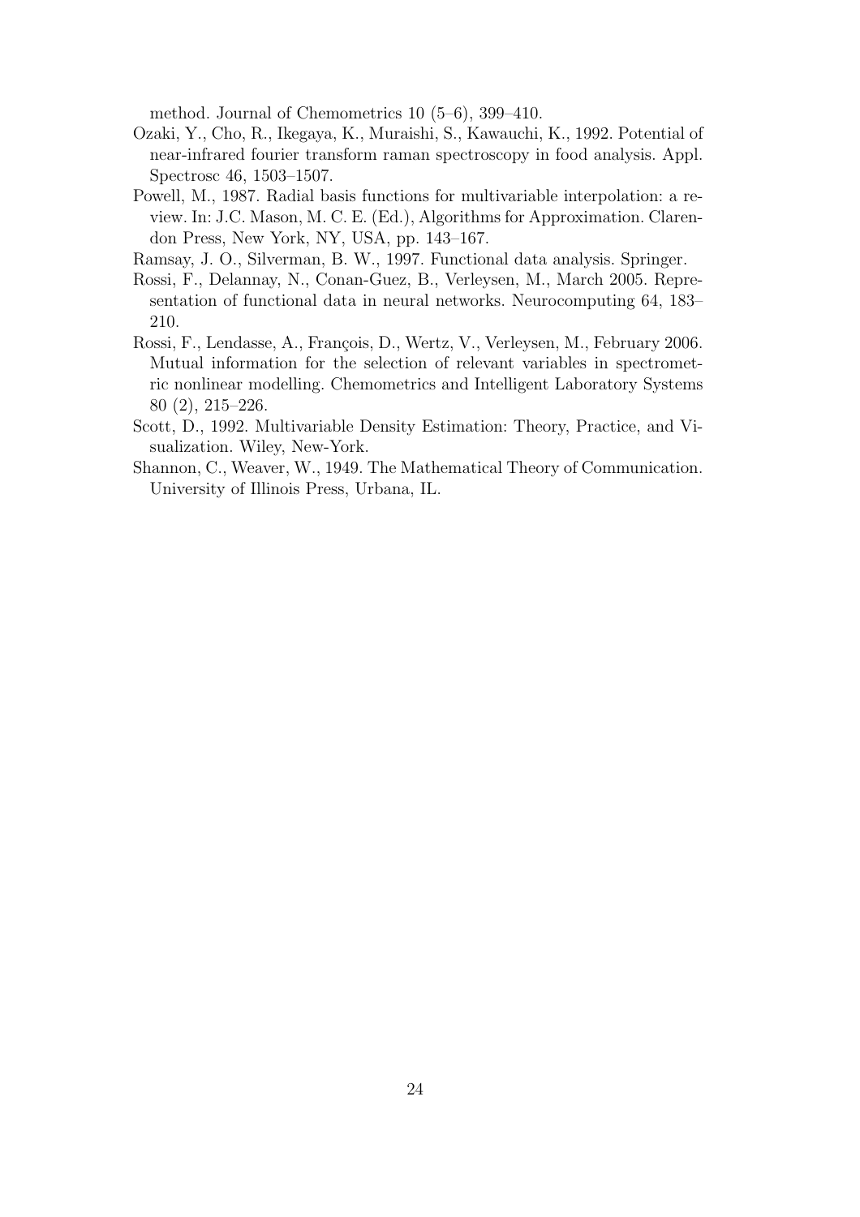method. Journal of Chemometrics 10 (5–6), 399–410.

Ozaki, Y., Cho, R., Ikegaya, K., Muraishi, S., Kawauchi, K., 1992. Potential of near-infrared fourier transform raman spectroscopy in food analysis. Appl. Spectrosc 46, 1503–1507.

Powell, M., 1987. Radial basis functions for multivariable interpolation: a review. In: J.C. Mason, M. C. E. (Ed.), Algorithms for Approximation. Clarendon Press, New York, NY, USA, pp. 143–167.

Ramsay, J. O., Silverman, B. W., 1997. Functional data analysis. Springer.

Rossi, F., Delannay, N., Conan-Guez, B., Verleysen, M., March 2005. Representation of functional data in neural networks. Neurocomputing 64, 183–210.

Rossi, F., Lendasse, A., François, D., Wertz, V., Verleysen, M., February 2006. Mutual information for the selection of relevant variables in spectrometric nonlinear modelling. Chemometrics and Intelligent Laboratory Systems 80 (2), 215–226.

Scott, D., 1992. Multivariable Density Estimation: Theory, Practice, and Visualization. Wiley, New-York.

Shannon, C., Weaver, W., 1949. The Mathematical Theory of Communication. University of Illinois Press, Urbana, IL.